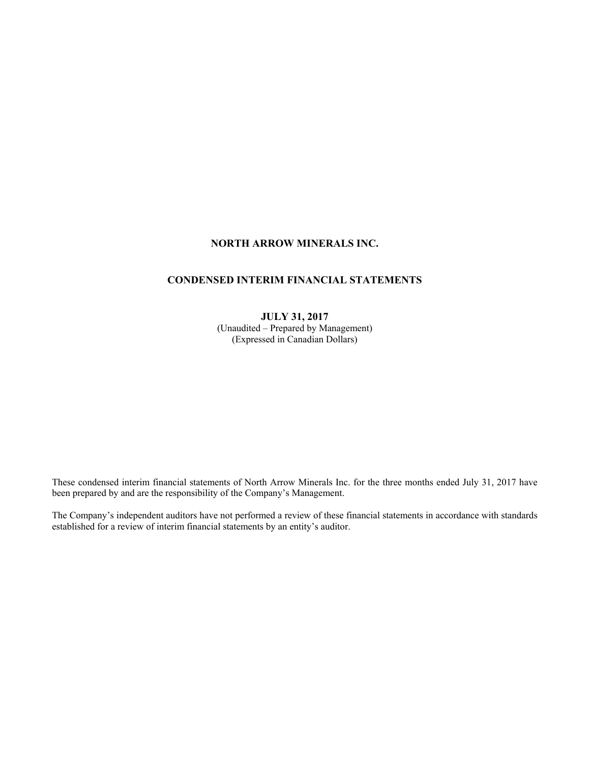# NORTH ARROW MINERALS INC.

## CONDENSED INTERIM FINANCIAL STATEMENTS

**JULY 31, 2017**
(Unaudited – Prepared by Management)
(Expressed in Canadian Dollars)

These condensed interim financial statements of North Arrow Minerals Inc. for the three months ended July 31, 2017 have been prepared by and are the responsibility of the Company's Management.

The Company's independent auditors have not performed a review of these financial statements in accordance with standards established for a review of interim financial statements by an entity's auditor.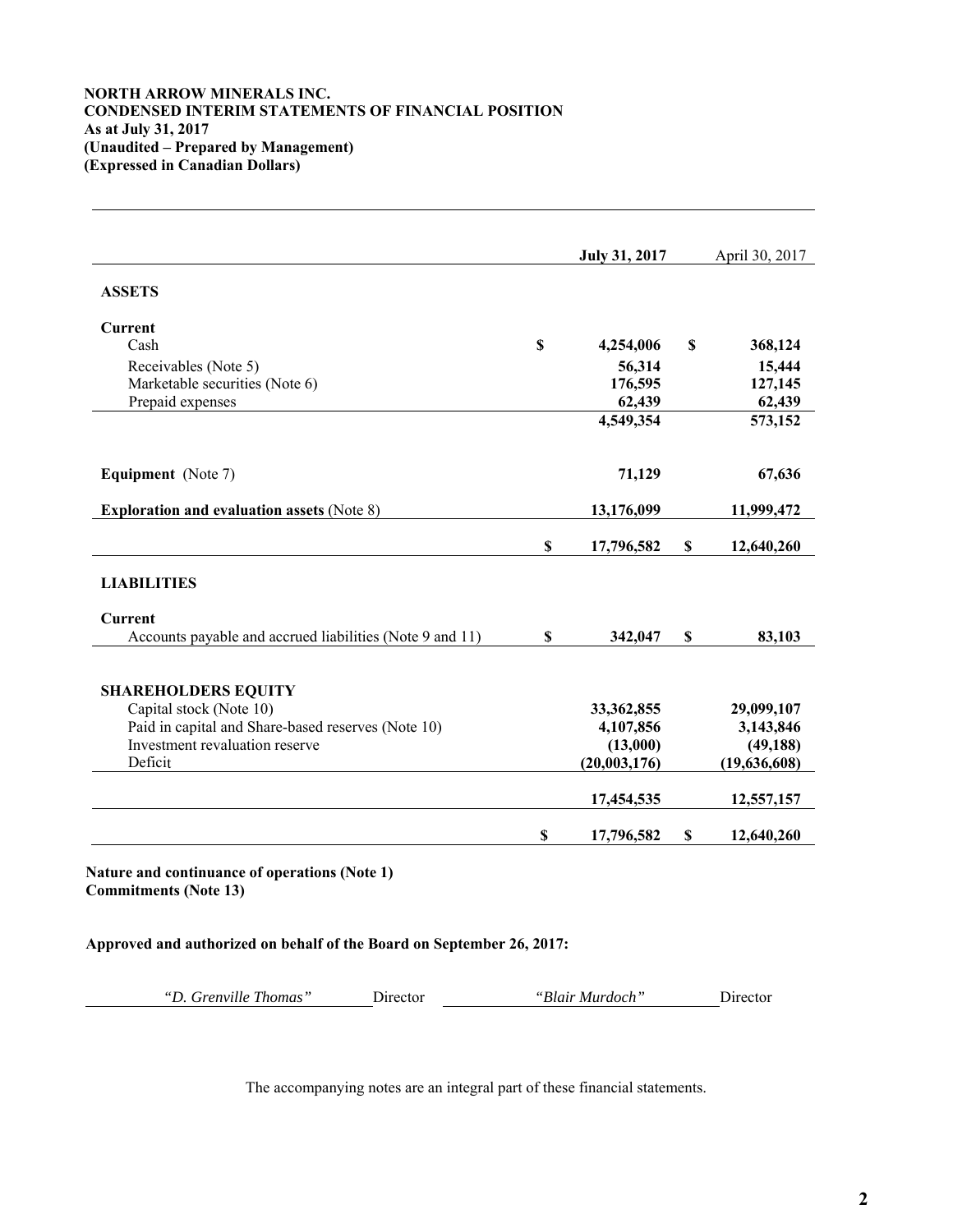**NORTH ARROW MINERALS INC.**
**CONDENSED INTERIM STATEMENTS OF FINANCIAL POSITION**
**As at July 31, 2017**
**(Unaudited – Prepared by Management)**
**(Expressed in Canadian Dollars)**

| | July 31, 2017 | April 30, 2017 |
|---|---|---|
| **ASSETS** | | |
| **Current** | | |
| Cash | $ 4,254,006 | $ 368,124 |
| Receivables (Note 5) | 56,314 | 15,444 |
| Marketable securities (Note 6) | 176,595 | 127,145 |
| Prepaid expenses | 62,439 | 62,439 |
| | 4,549,354 | 573,152 |
| **Equipment** (Note 7) | 71,129 | 67,636 |
| **Exploration and evaluation assets** (Note 8) | 13,176,099 | 11,999,472 |
| | $ 17,796,582 | $ 12,640,260 |
| **LIABILITIES** | | |
| **Current** | | |
| Accounts payable and accrued liabilities (Note 9 and 11) | $ 342,047 | $ 83,103 |
| **SHAREHOLDERS EQUITY** | | |
| Capital stock (Note 10) | 33,362,855 | 29,099,107 |
| Paid in capital and Share-based reserves (Note 10) | 4,107,856 | 3,143,846 |
| Investment revaluation reserve | (13,000) | (49,188) |
| Deficit | (20,003,176) | (19,636,608) |
| | 17,454,535 | 12,557,157 |
| | $ 17,796,582 | $ 12,640,260 |

**Nature and continuance of operations (Note 1)**
**Commitments (Note 13)**

**Approved and authorized on behalf of the Board on September 26, 2017:**

*"D. Grenville Thomas"* Director *"Blair Murdoch"* Director

The accompanying notes are an integral part of these financial statements.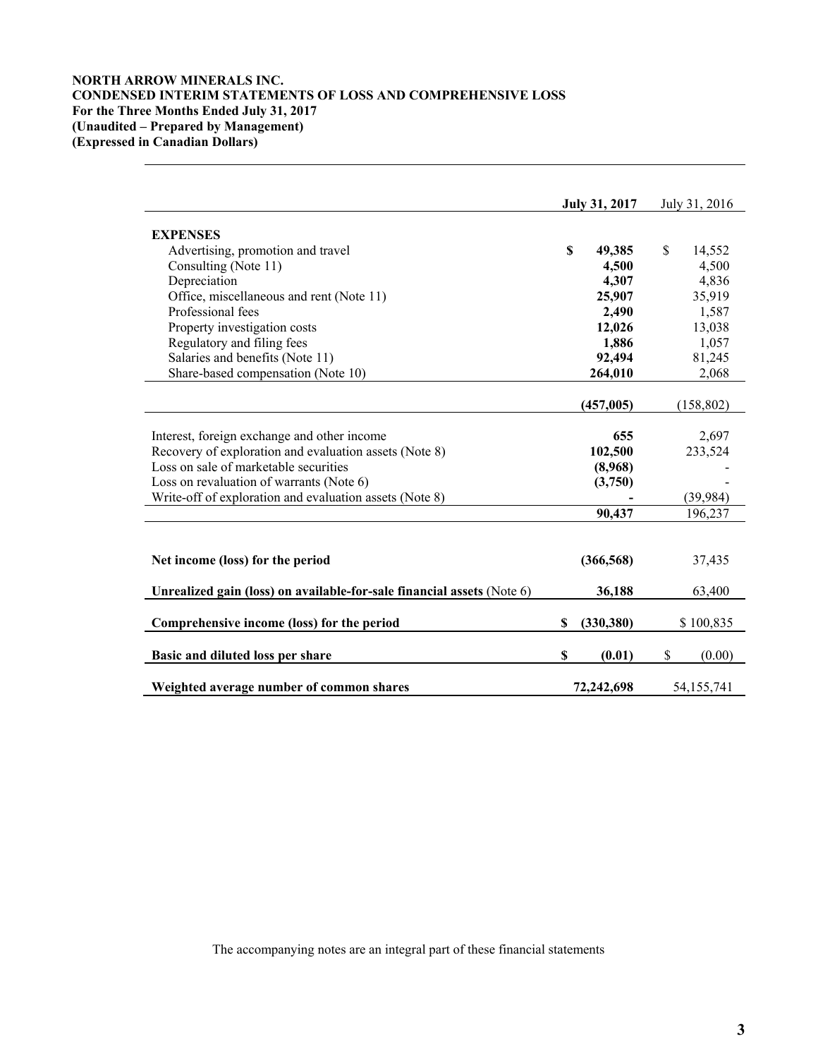**NORTH ARROW MINERALS INC.**
**CONDENSED INTERIM STATEMENTS OF LOSS AND COMPREHENSIVE LOSS**
**For the Three Months Ended July 31, 2017**
**(Unaudited – Prepared by Management)**
**(Expressed in Canadian Dollars)**

| | **July 31, 2017** | July 31, 2016 |
|---|---|---|
| **EXPENSES** | | |
| Advertising, promotion and travel | **$ 49,385** | $ 14,552 |
| Consulting (Note 11) | **4,500** | 4,500 |
| Depreciation | **4,307** | 4,836 |
| Office, miscellaneous and rent (Note 11) | **25,907** | 35,919 |
| Professional fees | **2,490** | 1,587 |
| Property investigation costs | **12,026** | 13,038 |
| Regulatory and filing fees | **1,886** | 1,057 |
| Salaries and benefits (Note 11) | **92,494** | 81,245 |
| Share-based compensation (Note 10) | **264,010** | 2,068 |
| | **(457,005)** | (158,802) |
| Interest, foreign exchange and other income | **655** | 2,697 |
| Recovery of exploration and evaluation assets (Note 8) | **102,500** | 233,524 |
| Loss on sale of marketable securities | **(8,968)** | - |
| Loss on revaluation of warrants (Note 6) | **(3,750)** | - |
| Write-off of exploration and evaluation assets (Note 8) | **-** | (39,984) |
| | **90,437** | 196,237 |
| **Net income (loss) for the period** | **(366,568)** | 37,435 |
| **Unrealized gain (loss) on available-for-sale financial assets** (Note 6) | **36,188** | 63,400 |
| **Comprehensive income (loss) for the period** | **$ (330,380)** | $ 100,835 |
| **Basic and diluted loss per share** | **$ (0.01)** | $ (0.00) |
| **Weighted average number of common shares** | **72,242,698** | 54,155,741 |

The accompanying notes are an integral part of these financial statements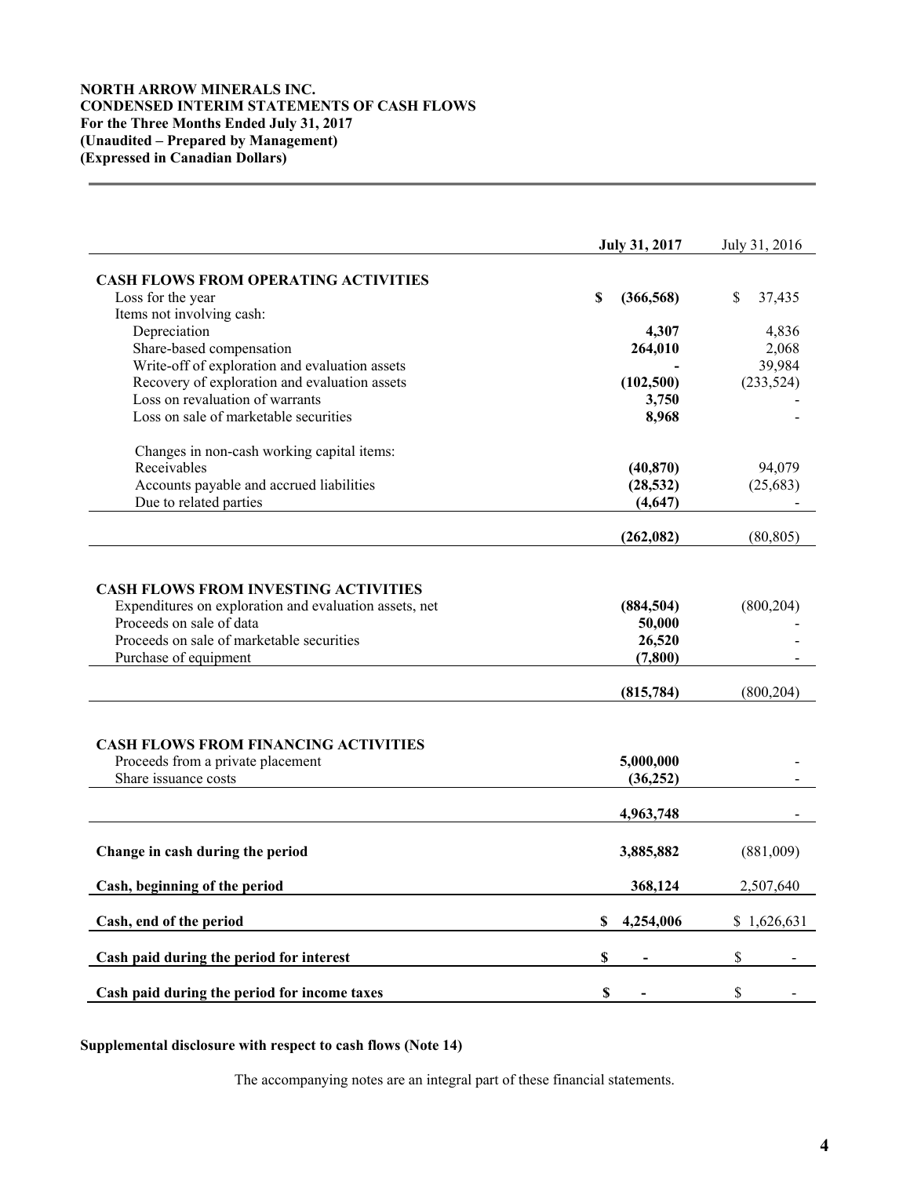**NORTH ARROW MINERALS INC.**
**CONDENSED INTERIM STATEMENTS OF CASH FLOWS**
**For the Three Months Ended July 31, 2017**
**(Unaudited – Prepared by Management)**
**(Expressed in Canadian Dollars)**

| | **July 31, 2017** | July 31, 2016 |
|---|---|---|
| **CASH FLOWS FROM OPERATING ACTIVITIES** | | |
| Loss for the year | **$ (366,568)** | $ 37,435 |
| Items not involving cash: | | |
| Depreciation | **4,307** | 4,836 |
| Share-based compensation | **264,010** | 2,068 |
| Write-off of exploration and evaluation assets | **-** | 39,984 |
| Recovery of exploration and evaluation assets | **(102,500)** | (233,524) |
| Loss on revaluation of warrants | **3,750** | - |
| Loss on sale of marketable securities | **8,968** | - |
| Changes in non-cash working capital items: | | |
| Receivables | **(40,870)** | 94,079 |
| Accounts payable and accrued liabilities | **(28,532)** | (25,683) |
| Due to related parties | **(4,647)** | - |
| | **(262,082)** | (80,805) |
| **CASH FLOWS FROM INVESTING ACTIVITIES** | | |
| Expenditures on exploration and evaluation assets, net | **(884,504)** | (800,204) |
| Proceeds on sale of data | **50,000** | - |
| Proceeds on sale of marketable securities | **26,520** | - |
| Purchase of equipment | **(7,800)** | - |
| | **(815,784)** | (800,204) |
| **CASH FLOWS FROM FINANCING ACTIVITIES** | | |
| Proceeds from a private placement | **5,000,000** | - |
| Share issuance costs | **(36,252)** | - |
| | **4,963,748** | - |
| **Change in cash during the period** | **3,885,882** | (881,009) |
| **Cash, beginning of the period** | **368,124** | 2,507,640 |
| **Cash, end of the period** | **$ 4,254,006** | $ 1,626,631 |
| **Cash paid during the period for interest** | **$ -** | $ - |
| **Cash paid during the period for income taxes** | **$ -** | $ - |

**Supplemental disclosure with respect to cash flows (Note 14)**

The accompanying notes are an integral part of these financial statements.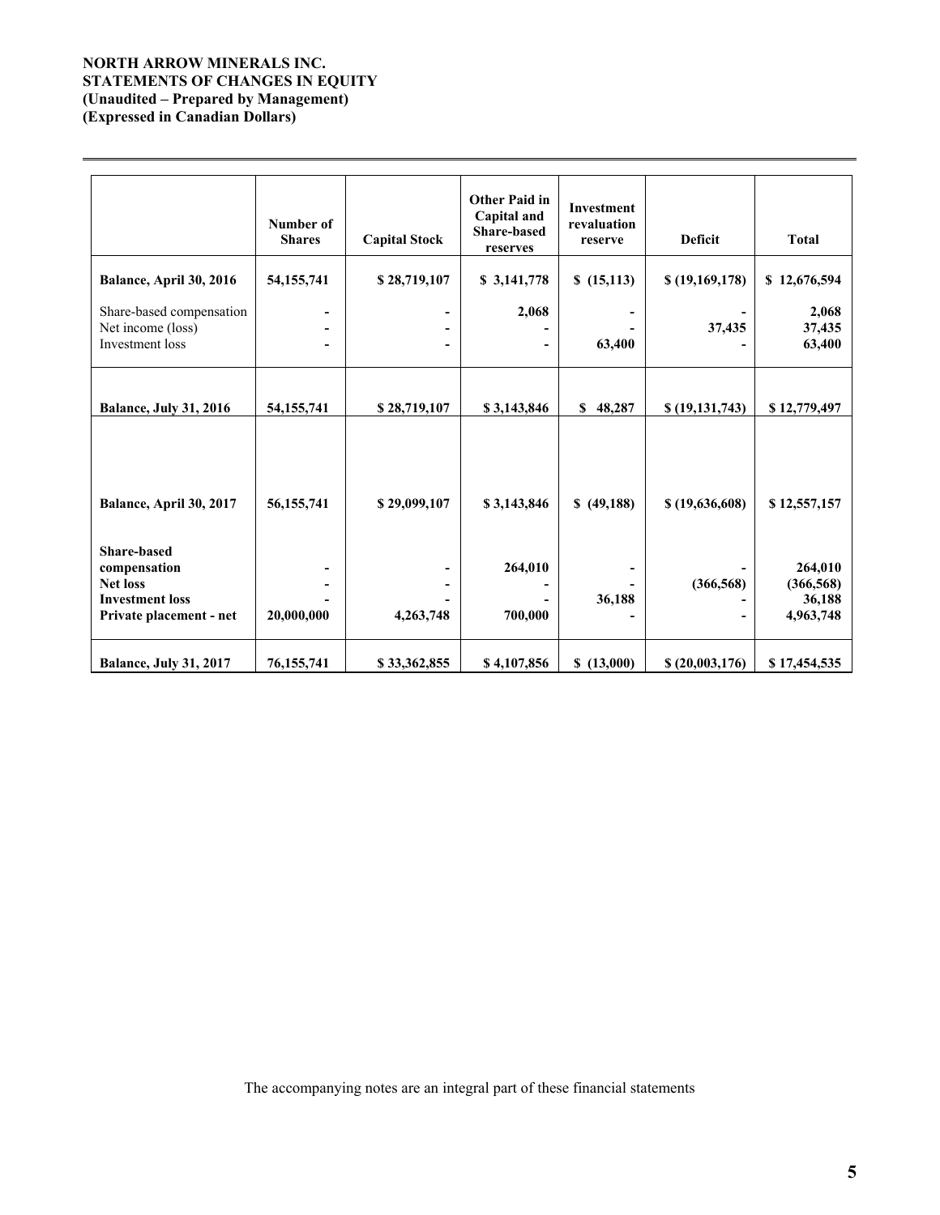**NORTH ARROW MINERALS INC.**
**STATEMENTS OF CHANGES IN EQUITY**
**(Unaudited – Prepared by Management)**
**(Expressed in Canadian Dollars)**

| | Number of Shares | Capital Stock | Other Paid in Capital and Share-based reserves | Investment revaluation reserve | Deficit | Total |
|---|---|---|---|---|---|---|
| **Balance, April 30, 2016** | **54,155,741** | **$ 28,719,107** | **$ 3,141,778** | **$ (15,113)** | **$ (19,169,178)** | **$ 12,676,594** |
| Share-based compensation | - | - | 2,068 | - | - | 2,068 |
| Net income (loss) | - | - | - | - | 37,435 | 37,435 |
| Investment loss | - | - | - | 63,400 | - | 63,400 |
| **Balance, July 31, 2016** | **54,155,741** | **$ 28,719,107** | **$ 3,143,846** | **$ 48,287** | **$ (19,131,743)** | **$ 12,779,497** |
| **Balance, April 30, 2017** | **56,155,741** | **$ 29,099,107** | **$ 3,143,846** | **$ (49,188)** | **$ (19,636,608)** | **$ 12,557,157** |
| **Share-based compensation** | - | - | 264,010 | - | - | 264,010 |
| **Net loss** | - | - | - | - | (366,568) | (366,568) |
| **Investment loss** | - | - | - | 36,188 | - | 36,188 |
| **Private placement - net** | 20,000,000 | 4,263,748 | 700,000 | - | - | 4,963,748 |
| **Balance, July 31, 2017** | **76,155,741** | **$ 33,362,855** | **$ 4,107,856** | **$ (13,000)** | **$ (20,003,176)** | **$ 17,454,535** |

The accompanying notes are an integral part of these financial statements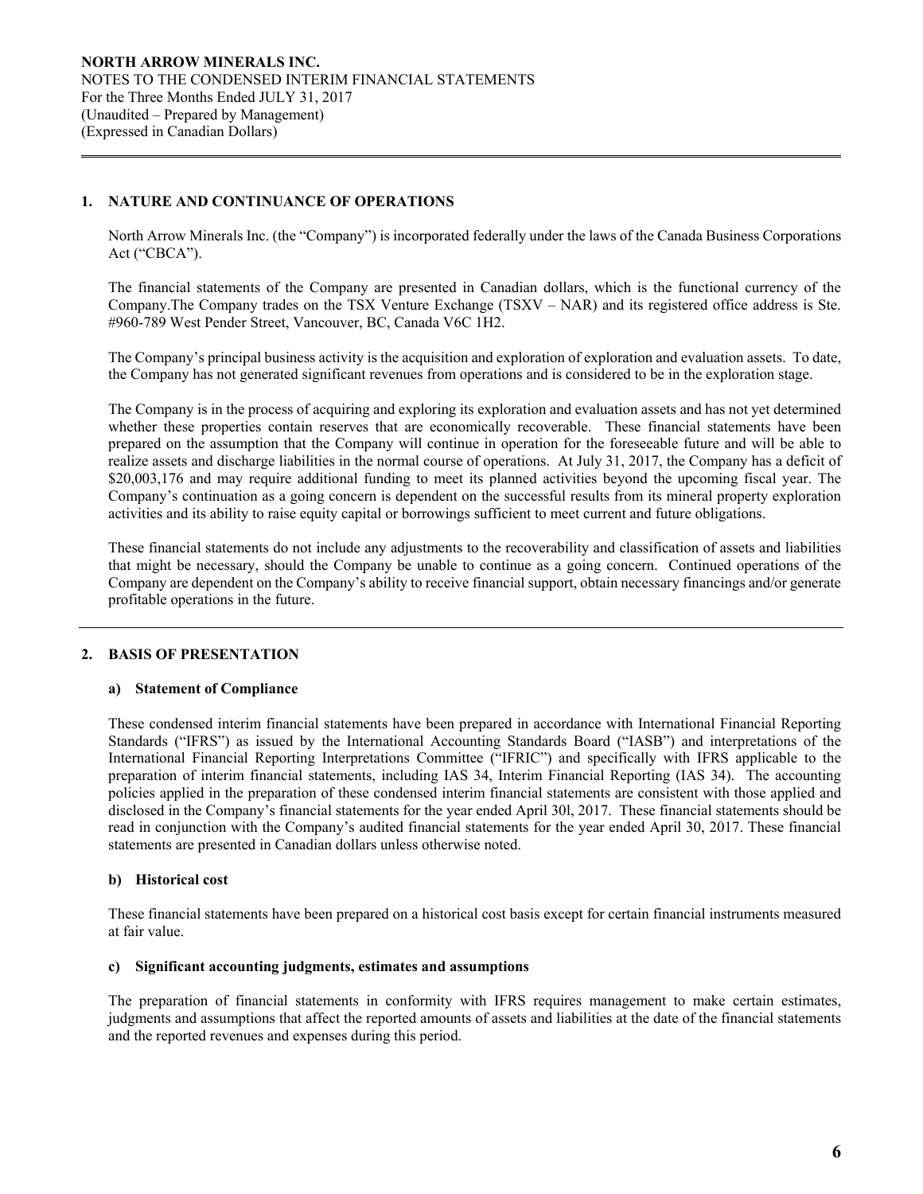## 1. NATURE AND CONTINUANCE OF OPERATIONS

North Arrow Minerals Inc. (the "Company") is incorporated federally under the laws of the Canada Business Corporations Act ("CBCA").

The financial statements of the Company are presented in Canadian dollars, which is the functional currency of the Company.The Company trades on the TSX Venture Exchange (TSXV – NAR) and its registered office address is Ste. #960-789 West Pender Street, Vancouver, BC, Canada V6C 1H2.

The Company's principal business activity is the acquisition and exploration of exploration and evaluation assets. To date, the Company has not generated significant revenues from operations and is considered to be in the exploration stage.

The Company is in the process of acquiring and exploring its exploration and evaluation assets and has not yet determined whether these properties contain reserves that are economically recoverable. These financial statements have been prepared on the assumption that the Company will continue in operation for the foreseeable future and will be able to realize assets and discharge liabilities in the normal course of operations. At July 31, 2017, the Company has a deficit of $20,003,176 and may require additional funding to meet its planned activities beyond the upcoming fiscal year. The Company's continuation as a going concern is dependent on the successful results from its mineral property exploration activities and its ability to raise equity capital or borrowings sufficient to meet current and future obligations.

These financial statements do not include any adjustments to the recoverability and classification of assets and liabilities that might be necessary, should the Company be unable to continue as a going concern. Continued operations of the Company are dependent on the Company's ability to receive financial support, obtain necessary financings and/or generate profitable operations in the future.

## 2. BASIS OF PRESENTATION

### a) Statement of Compliance

These condensed interim financial statements have been prepared in accordance with International Financial Reporting Standards ("IFRS") as issued by the International Accounting Standards Board ("IASB") and interpretations of the International Financial Reporting Interpretations Committee ("IFRIC") and specifically with IFRS applicable to the preparation of interim financial statements, including IAS 34, Interim Financial Reporting (IAS 34). The accounting policies applied in the preparation of these condensed interim financial statements are consistent with those applied and disclosed in the Company's financial statements for the year ended April 30l, 2017. These financial statements should be read in conjunction with the Company's audited financial statements for the year ended April 30, 2017. These financial statements are presented in Canadian dollars unless otherwise noted.

### b) Historical cost

These financial statements have been prepared on a historical cost basis except for certain financial instruments measured at fair value.

### c) Significant accounting judgments, estimates and assumptions

The preparation of financial statements in conformity with IFRS requires management to make certain estimates, judgments and assumptions that affect the reported amounts of assets and liabilities at the date of the financial statements and the reported revenues and expenses during this period.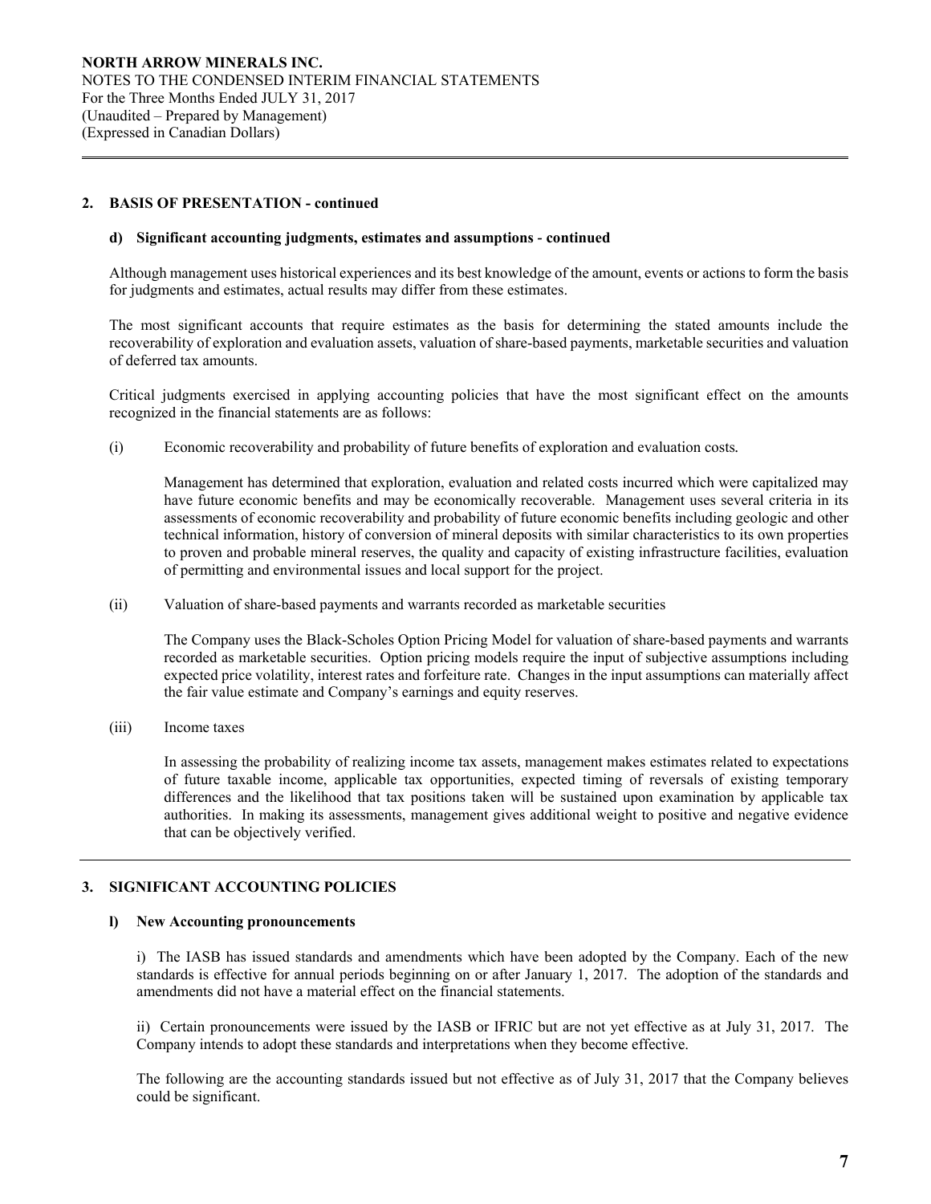## 2. BASIS OF PRESENTATION - continued

### d) Significant accounting judgments, estimates and assumptions - continued

Although management uses historical experiences and its best knowledge of the amount, events or actions to form the basis for judgments and estimates, actual results may differ from these estimates.

The most significant accounts that require estimates as the basis for determining the stated amounts include the recoverability of exploration and evaluation assets, valuation of share-based payments, marketable securities and valuation of deferred tax amounts.

Critical judgments exercised in applying accounting policies that have the most significant effect on the amounts recognized in the financial statements are as follows:

(i) Economic recoverability and probability of future benefits of exploration and evaluation costs*.*

Management has determined that exploration, evaluation and related costs incurred which were capitalized may have future economic benefits and may be economically recoverable. Management uses several criteria in its assessments of economic recoverability and probability of future economic benefits including geologic and other technical information, history of conversion of mineral deposits with similar characteristics to its own properties to proven and probable mineral reserves, the quality and capacity of existing infrastructure facilities, evaluation of permitting and environmental issues and local support for the project.

(ii) Valuation of share-based payments and warrants recorded as marketable securities

The Company uses the Black-Scholes Option Pricing Model for valuation of share-based payments and warrants recorded as marketable securities. Option pricing models require the input of subjective assumptions including expected price volatility, interest rates and forfeiture rate. Changes in the input assumptions can materially affect the fair value estimate and Company's earnings and equity reserves.

(iii) Income taxes

In assessing the probability of realizing income tax assets, management makes estimates related to expectations of future taxable income, applicable tax opportunities, expected timing of reversals of existing temporary differences and the likelihood that tax positions taken will be sustained upon examination by applicable tax authorities. In making its assessments, management gives additional weight to positive and negative evidence that can be objectively verified.

## 3. SIGNIFICANT ACCOUNTING POLICIES

### l) New Accounting pronouncements

i) The IASB has issued standards and amendments which have been adopted by the Company. Each of the new standards is effective for annual periods beginning on or after January 1, 2017. The adoption of the standards and amendments did not have a material effect on the financial statements.

ii) Certain pronouncements were issued by the IASB or IFRIC but are not yet effective as at July 31, 2017. The Company intends to adopt these standards and interpretations when they become effective.

The following are the accounting standards issued but not effective as of July 31, 2017 that the Company believes could be significant.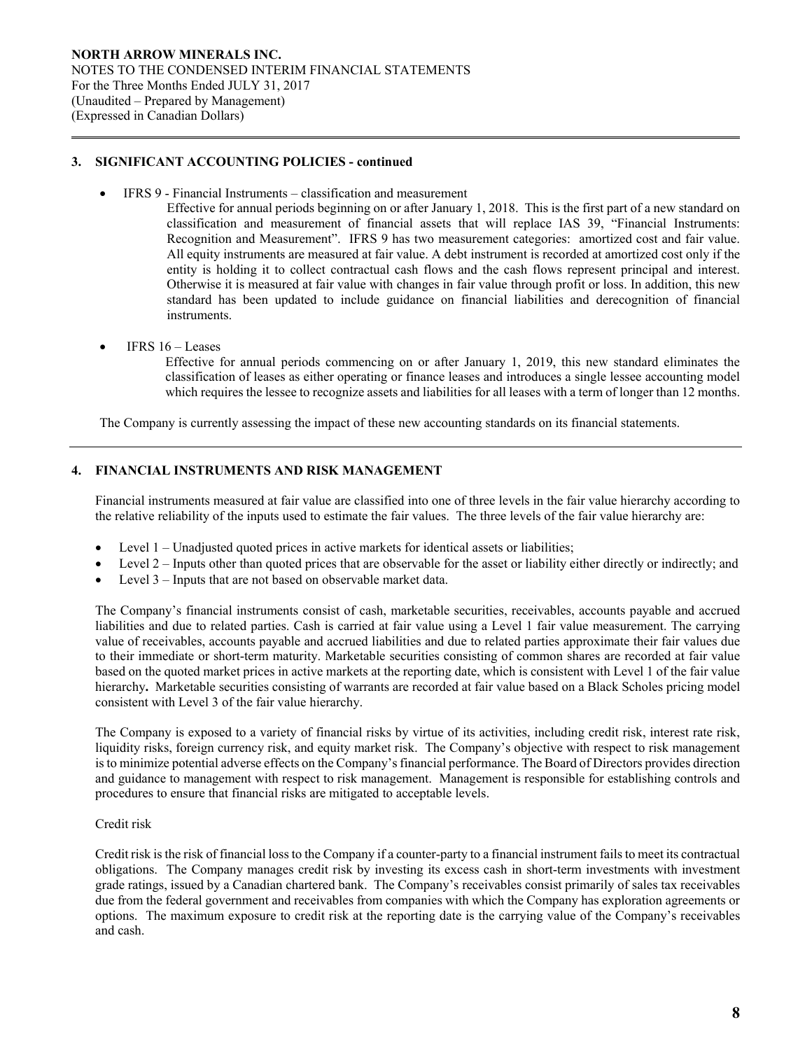## 3. SIGNIFICANT ACCOUNTING POLICIES - continued

- IFRS 9 - Financial Instruments – classification and measurement

  Effective for annual periods beginning on or after January 1, 2018. This is the first part of a new standard on classification and measurement of financial assets that will replace IAS 39, "Financial Instruments: Recognition and Measurement". IFRS 9 has two measurement categories: amortized cost and fair value. All equity instruments are measured at fair value. A debt instrument is recorded at amortized cost only if the entity is holding it to collect contractual cash flows and the cash flows represent principal and interest. Otherwise it is measured at fair value with changes in fair value through profit or loss. In addition, this new standard has been updated to include guidance on financial liabilities and derecognition of financial instruments.

- IFRS 16 – Leases

  Effective for annual periods commencing on or after January 1, 2019, this new standard eliminates the classification of leases as either operating or finance leases and introduces a single lessee accounting model which requires the lessee to recognize assets and liabilities for all leases with a term of longer than 12 months.

The Company is currently assessing the impact of these new accounting standards on its financial statements.

## 4. FINANCIAL INSTRUMENTS AND RISK MANAGEMENT

Financial instruments measured at fair value are classified into one of three levels in the fair value hierarchy according to the relative reliability of the inputs used to estimate the fair values. The three levels of the fair value hierarchy are:

- Level 1 – Unadjusted quoted prices in active markets for identical assets or liabilities;
- Level 2 – Inputs other than quoted prices that are observable for the asset or liability either directly or indirectly; and
- Level 3 – Inputs that are not based on observable market data.

The Company's financial instruments consist of cash, marketable securities, receivables, accounts payable and accrued liabilities and due to related parties. Cash is carried at fair value using a Level 1 fair value measurement. The carrying value of receivables, accounts payable and accrued liabilities and due to related parties approximate their fair values due to their immediate or short-term maturity. Marketable securities consisting of common shares are recorded at fair value based on the quoted market prices in active markets at the reporting date, which is consistent with Level 1 of the fair value hierarchy**.** Marketable securities consisting of warrants are recorded at fair value based on a Black Scholes pricing model consistent with Level 3 of the fair value hierarchy.

The Company is exposed to a variety of financial risks by virtue of its activities, including credit risk, interest rate risk, liquidity risks, foreign currency risk, and equity market risk. The Company's objective with respect to risk management is to minimize potential adverse effects on the Company's financial performance. The Board of Directors provides direction and guidance to management with respect to risk management. Management is responsible for establishing controls and procedures to ensure that financial risks are mitigated to acceptable levels.

Credit risk

Credit risk is the risk of financial loss to the Company if a counter-party to a financial instrument fails to meet its contractual obligations. The Company manages credit risk by investing its excess cash in short-term investments with investment grade ratings, issued by a Canadian chartered bank. The Company's receivables consist primarily of sales tax receivables due from the federal government and receivables from companies with which the Company has exploration agreements or options. The maximum exposure to credit risk at the reporting date is the carrying value of the Company's receivables and cash.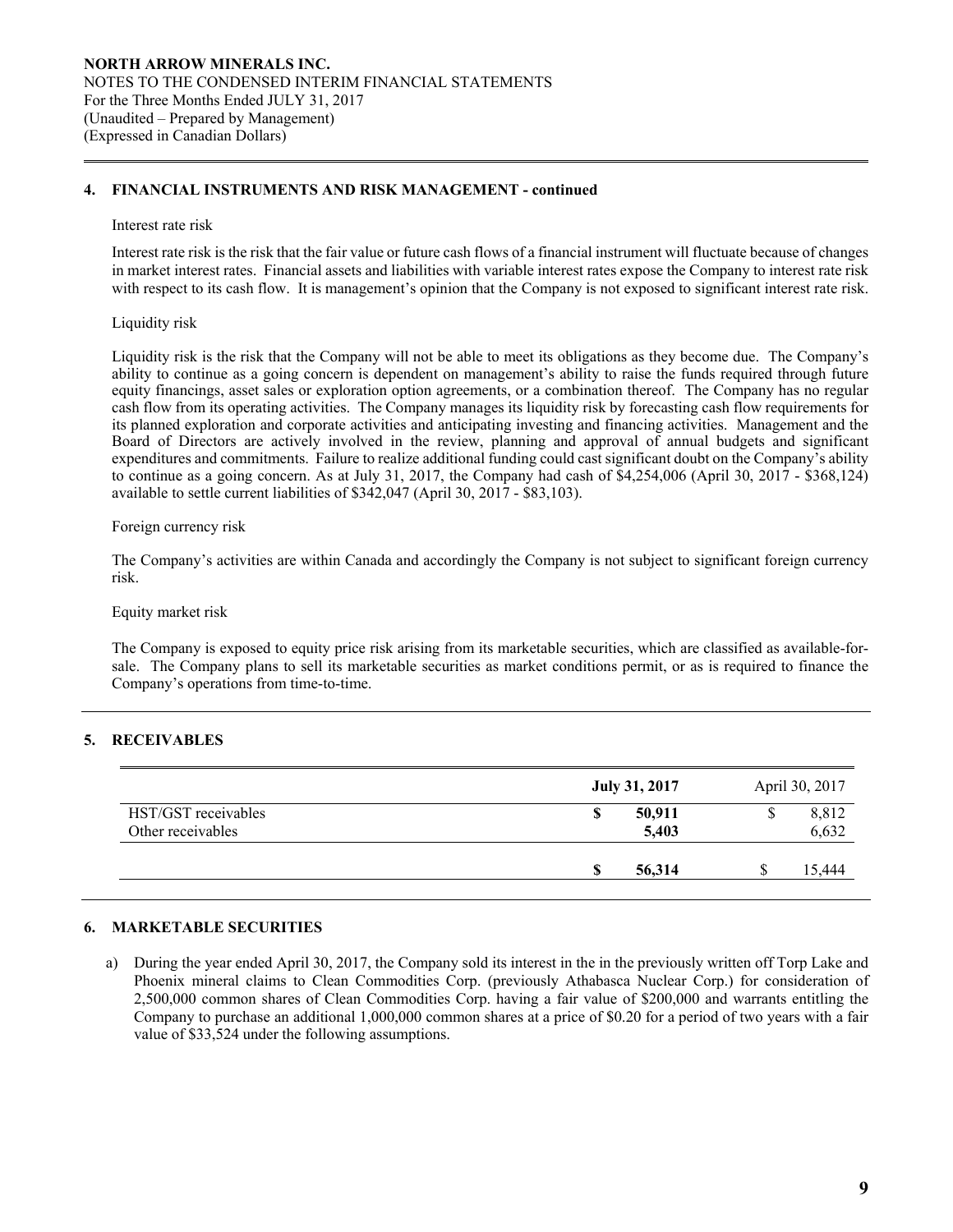## 4. FINANCIAL INSTRUMENTS AND RISK MANAGEMENT - continued

Interest rate risk

Interest rate risk is the risk that the fair value or future cash flows of a financial instrument will fluctuate because of changes in market interest rates. Financial assets and liabilities with variable interest rates expose the Company to interest rate risk with respect to its cash flow. It is management's opinion that the Company is not exposed to significant interest rate risk.

Liquidity risk

Liquidity risk is the risk that the Company will not be able to meet its obligations as they become due. The Company's ability to continue as a going concern is dependent on management's ability to raise the funds required through future equity financings, asset sales or exploration option agreements, or a combination thereof. The Company has no regular cash flow from its operating activities. The Company manages its liquidity risk by forecasting cash flow requirements for its planned exploration and corporate activities and anticipating investing and financing activities. Management and the Board of Directors are actively involved in the review, planning and approval of annual budgets and significant expenditures and commitments. Failure to realize additional funding could cast significant doubt on the Company's ability to continue as a going concern. As at July 31, 2017, the Company had cash of $4,254,006 (April 30, 2017 - $368,124) available to settle current liabilities of $342,047 (April 30, 2017 - $83,103).

Foreign currency risk

The Company's activities are within Canada and accordingly the Company is not subject to significant foreign currency risk.

Equity market risk

The Company is exposed to equity price risk arising from its marketable securities, which are classified as available-for-sale. The Company plans to sell its marketable securities as market conditions permit, or as is required to finance the Company's operations from time-to-time.

## 5. RECEIVABLES

| | **July 31, 2017** | April 30, 2017 |
|---|---|---|
| HST/GST receivables | **$ 50,911** | $ 8,812 |
| Other receivables | **5,403** | 6,632 |
| | **$ 56,314** | $ 15,444 |

## 6. MARKETABLE SECURITIES

a) During the year ended April 30, 2017, the Company sold its interest in the in the previously written off Torp Lake and Phoenix mineral claims to Clean Commodities Corp. (previously Athabasca Nuclear Corp.) for consideration of 2,500,000 common shares of Clean Commodities Corp. having a fair value of $200,000 and warrants entitling the Company to purchase an additional 1,000,000 common shares at a price of $0.20 for a period of two years with a fair value of $33,524 under the following assumptions.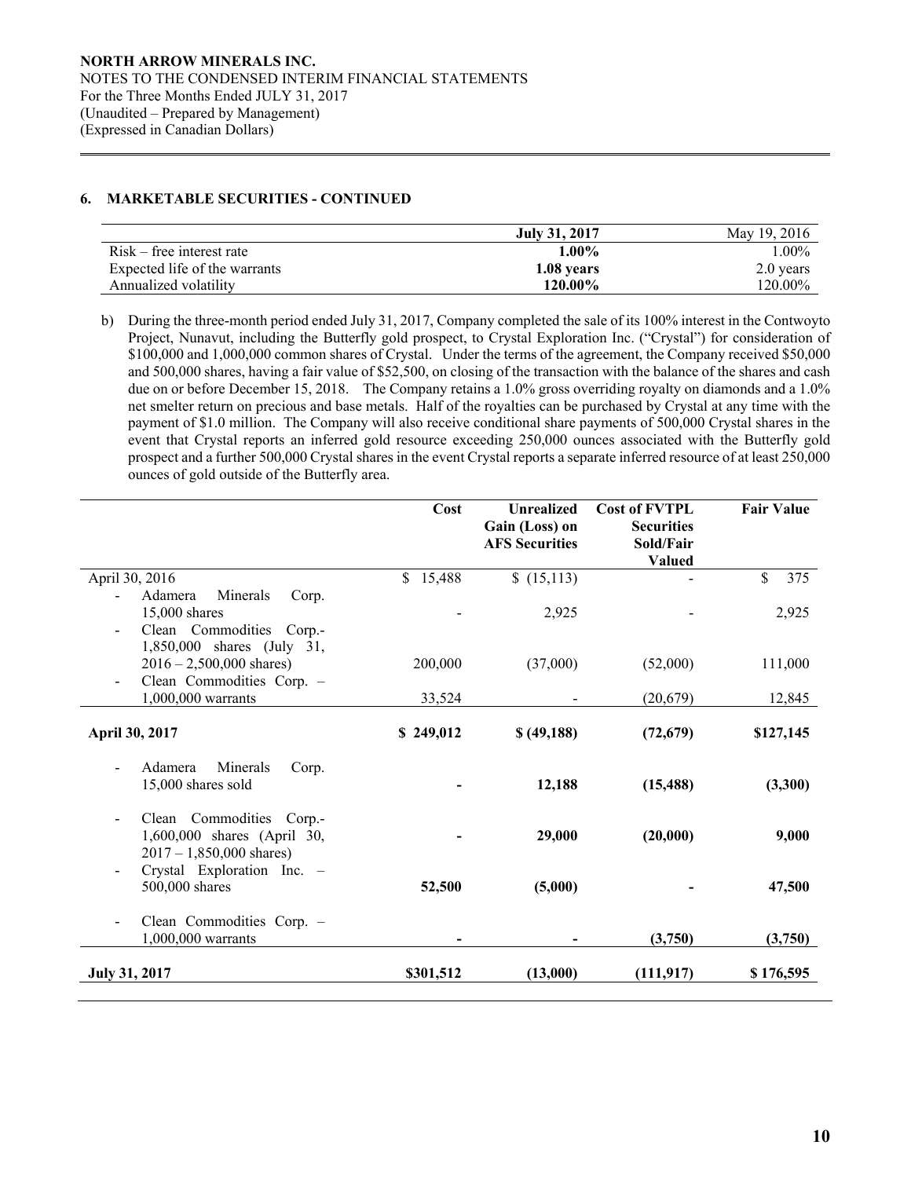### 6. MARKETABLE SECURITIES - CONTINUED

| | July 31, 2017 | May 19, 2016 |
|---|---|---|
| Risk – free interest rate | **1.00%** | 1.00% |
| Expected life of the warrants | **1.08 years** | 2.0 years |
| Annualized volatility | **120.00%** | 120.00% |

b) During the three-month period ended July 31, 2017, Company completed the sale of its 100% interest in the Contwoyto Project, Nunavut, including the Butterfly gold prospect, to Crystal Exploration Inc. ("Crystal") for consideration of $100,000 and 1,000,000 common shares of Crystal. Under the terms of the agreement, the Company received $50,000 and 500,000 shares, having a fair value of $52,500, on closing of the transaction with the balance of the shares and cash due on or before December 15, 2018. The Company retains a 1.0% gross overriding royalty on diamonds and a 1.0% net smelter return on precious and base metals. Half of the royalties can be purchased by Crystal at any time with the payment of $1.0 million. The Company will also receive conditional share payments of 500,000 Crystal shares in the event that Crystal reports an inferred gold resource exceeding 250,000 ounces associated with the Butterfly gold prospect and a further 500,000 Crystal shares in the event Crystal reports a separate inferred resource of at least 250,000 ounces of gold outside of the Butterfly area.

| | Cost | Unrealized Gain (Loss) on AFS Securities | Cost of FVTPL Securities Sold/Fair Valued | Fair Value |
|---|---|---|---|---|
| April 30, 2016 | $ 15,488 | $ (15,113) | - | $ 375 |
| - Adamera Minerals Corp. 15,000 shares | - | 2,925 | - | 2,925 |
| - Clean Commodities Corp.- 1,850,000 shares (July 31, 2016 – 2,500,000 shares) | 200,000 | (37,000) | (52,000) | 111,000 |
| - Clean Commodities Corp. – 1,000,000 warrants | 33,524 | - | (20,679) | 12,845 |
| **April 30, 2017** | **$ 249,012** | **$ (49,188)** | **(72,679)** | **$127,145** |
| - Adamera Minerals Corp. 15,000 shares sold | **-** | **12,188** | **(15,488)** | **(3,300)** |
| - Clean Commodities Corp.- 1,600,000 shares (April 30, 2017 – 1,850,000 shares) | **-** | **29,000** | **(20,000)** | **9,000** |
| - Crystal Exploration Inc. – 500,000 shares | **52,500** | **(5,000)** | **-** | **47,500** |
| - Clean Commodities Corp. – 1,000,000 warrants | **-** | **-** | **(3,750)** | **(3,750)** |
| **July 31, 2017** | **$301,512** | **(13,000)** | **(111,917)** | **$ 176,595** |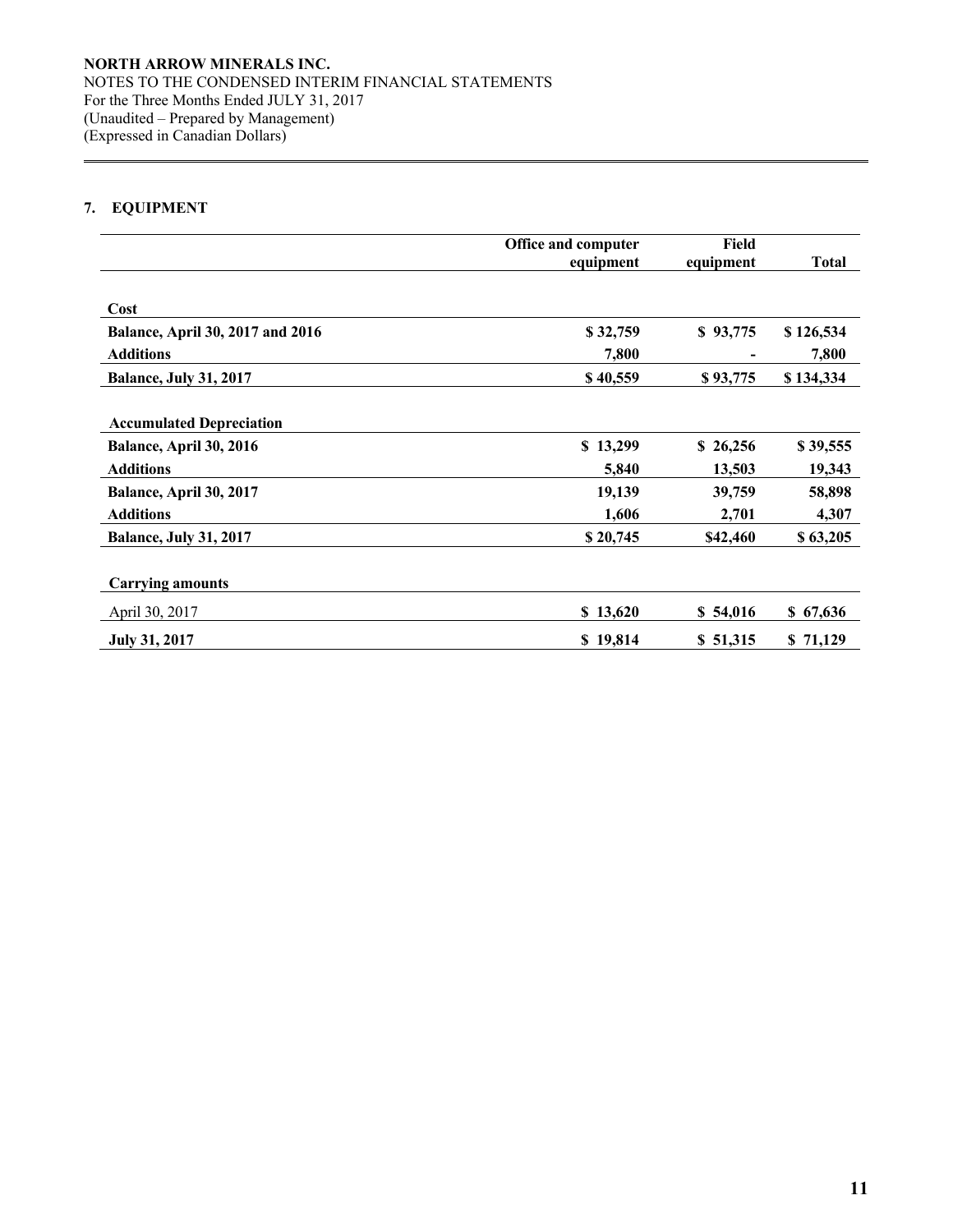## 7. EQUIPMENT

| | Office and computer equipment | Field equipment | Total |
|---|---|---|---|
| **Cost** | | | |
| **Balance, April 30, 2017 and 2016** | **$ 32,759** | **$ 93,775** | **$ 126,534** |
| **Additions** | **7,800** | **-** | **7,800** |
| **Balance, July 31, 2017** | **$ 40,559** | **$ 93,775** | **$ 134,334** |
| **Accumulated Depreciation** | | | |
| **Balance, April 30, 2016** | **$ 13,299** | **$ 26,256** | **$ 39,555** |
| **Additions** | **5,840** | **13,503** | **19,343** |
| **Balance, April 30, 2017** | **19,139** | **39,759** | **58,898** |
| **Additions** | **1,606** | **2,701** | **4,307** |
| **Balance, July 31, 2017** | **$ 20,745** | **$42,460** | **$ 63,205** |
| **Carrying amounts** | | | |
| April 30, 2017 | **$ 13,620** | **$ 54,016** | **$ 67,636** |
| **July 31, 2017** | **$ 19,814** | **$ 51,315** | **$ 71,129** |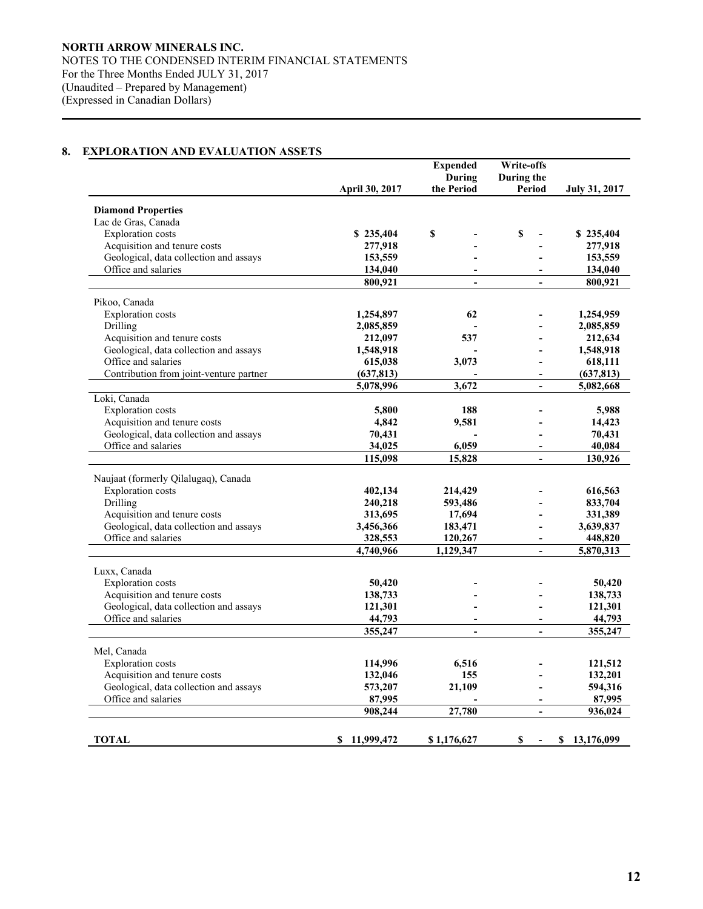NORTH ARROW MINERALS INC.
NOTES TO THE CONDENSED INTERIM FINANCIAL STATEMENTS
For the Three Months Ended JULY 31, 2017
(Unaudited – Prepared by Management)
(Expressed in Canadian Dollars)

## 8. EXPLORATION AND EVALUATION ASSETS

| | April 30, 2017 | Expended During the Period | Write-offs During the Period | July 31, 2017 |
|---|---|---|---|---|
| **Diamond Properties** | | | | |
| Lac de Gras, Canada | | | | |
| Exploration costs | **$ 235,404** | **$ -** | **$ -** | **$ 235,404** |
| Acquisition and tenure costs | **277,918** | **-** | **-** | **277,918** |
| Geological, data collection and assays | **153,559** | **-** | **-** | **153,559** |
| Office and salaries | **134,040** | **-** | **-** | **134,040** |
| | **800,921** | **-** | **-** | **800,921** |
| Pikoo, Canada | | | | |
| Exploration costs | **1,254,897** | **62** | **-** | **1,254,959** |
| Drilling | **2,085,859** | **-** | **-** | **2,085,859** |
| Acquisition and tenure costs | **212,097** | **537** | **-** | **212,634** |
| Geological, data collection and assays | **1,548,918** | **-** | **-** | **1,548,918** |
| Office and salaries | **615,038** | **3,073** | **-** | **618,111** |
| Contribution from joint-venture partner | **(637,813)** | **-** | **-** | **(637,813)** |
| | **5,078,996** | **3,672** | **-** | **5,082,668** |
| Loki, Canada | | | | |
| Exploration costs | **5,800** | **188** | **-** | **5,988** |
| Acquisition and tenure costs | **4,842** | **9,581** | **-** | **14,423** |
| Geological, data collection and assays | **70,431** | **-** | **-** | **70,431** |
| Office and salaries | **34,025** | **6,059** | **-** | **40,084** |
| | **115,098** | **15,828** | **-** | **130,926** |
| Naujaat (formerly Qilalugaq), Canada | | | | |
| Exploration costs | **402,134** | **214,429** | **-** | **616,563** |
| Drilling | **240,218** | **593,486** | **-** | **833,704** |
| Acquisition and tenure costs | **313,695** | **17,694** | **-** | **331,389** |
| Geological, data collection and assays | **3,456,366** | **183,471** | **-** | **3,639,837** |
| Office and salaries | **328,553** | **120,267** | **-** | **448,820** |
| | **4,740,966** | **1,129,347** | **-** | **5,870,313** |
| Luxx, Canada | | | | |
| Exploration costs | **50,420** | **-** | **-** | **50,420** |
| Acquisition and tenure costs | **138,733** | **-** | **-** | **138,733** |
| Geological, data collection and assays | **121,301** | **-** | **-** | **121,301** |
| Office and salaries | **44,793** | **-** | **-** | **44,793** |
| | **355,247** | **-** | **-** | **355,247** |
| Mel, Canada | | | | |
| Exploration costs | **114,996** | **6,516** | **-** | **121,512** |
| Acquisition and tenure costs | **132,046** | **155** | **-** | **132,201** |
| Geological, data collection and assays | **573,207** | **21,109** | **-** | **594,316** |
| Office and salaries | **87,995** | **-** | **-** | **87,995** |
| | **908,244** | **27,780** | **-** | **936,024** |
| **TOTAL** | **$ 11,999,472** | **$ 1,176,627** | **$ -** | **$ 13,176,099** |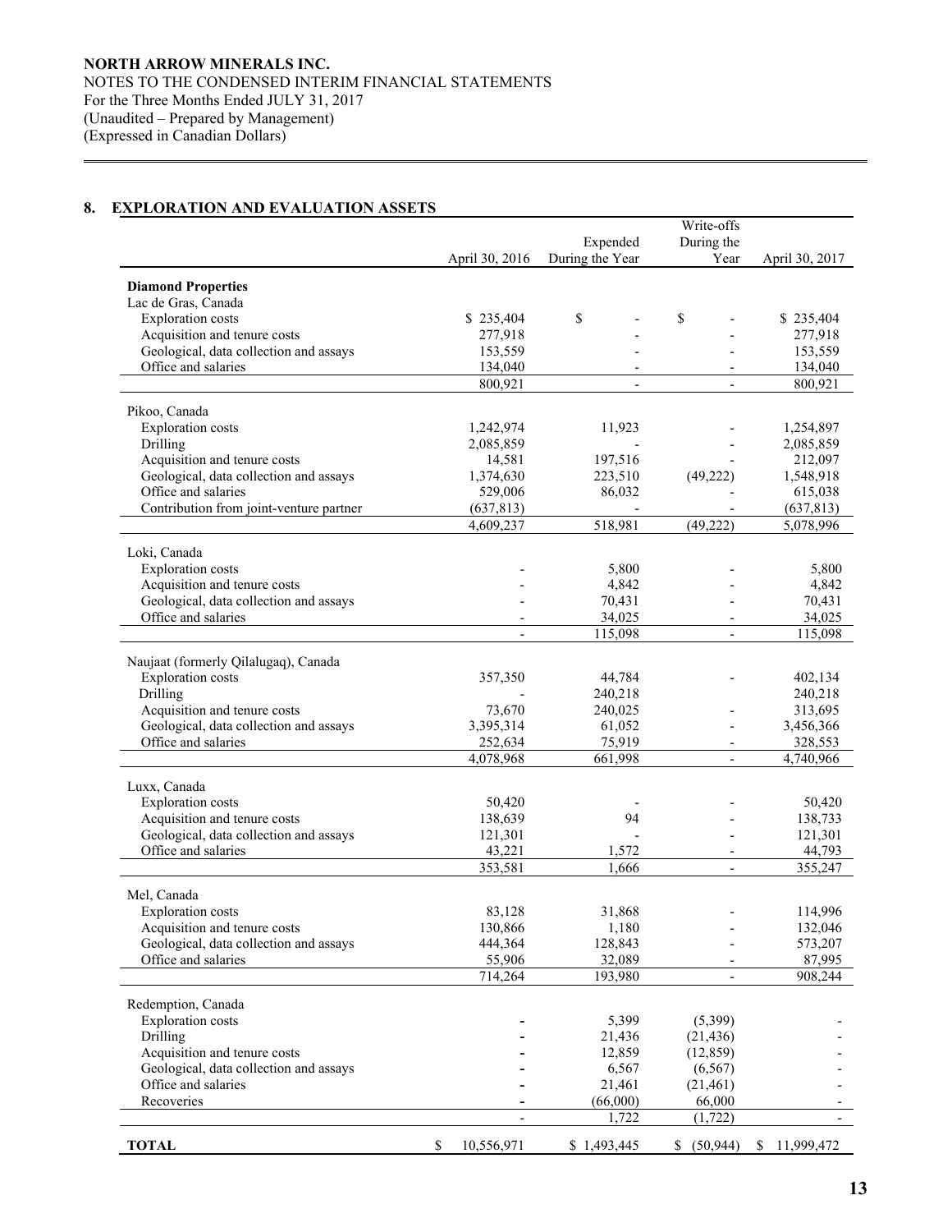**NORTH ARROW MINERALS INC.**
NOTES TO THE CONDENSED INTERIM FINANCIAL STATEMENTS
For the Three Months Ended JULY 31, 2017
(Unaudited – Prepared by Management)
(Expressed in Canadian Dollars)

## 8. EXPLORATION AND EVALUATION ASSETS

| | April 30, 2016 | Expended During the Year | Write-offs During the Year | April 30, 2017 |
|---|---|---|---|---|
| **Diamond Properties** | | | | |
| Lac de Gras, Canada | | | | |
| Exploration costs | $ 235,404 | $ - | $ - | $ 235,404 |
| Acquisition and tenure costs | 277,918 | - | - | 277,918 |
| Geological, data collection and assays | 153,559 | - | - | 153,559 |
| Office and salaries | 134,040 | - | - | 134,040 |
| | 800,921 | - | - | 800,921 |
| Pikoo, Canada | | | | |
| Exploration costs | 1,242,974 | 11,923 | - | 1,254,897 |
| Drilling | 2,085,859 | - | - | 2,085,859 |
| Acquisition and tenure costs | 14,581 | 197,516 | - | 212,097 |
| Geological, data collection and assays | 1,374,630 | 223,510 | (49,222) | 1,548,918 |
| Office and salaries | 529,006 | 86,032 | - | 615,038 |
| Contribution from joint-venture partner | (637,813) | - | - | (637,813) |
| | 4,609,237 | 518,981 | (49,222) | 5,078,996 |
| Loki, Canada | | | | |
| Exploration costs | - | 5,800 | - | 5,800 |
| Acquisition and tenure costs | - | 4,842 | - | 4,842 |
| Geological, data collection and assays | - | 70,431 | - | 70,431 |
| Office and salaries | - | 34,025 | - | 34,025 |
| | - | 115,098 | - | 115,098 |
| Naujaat (formerly Qilalugaq), Canada | | | | |
| Exploration costs | 357,350 | 44,784 | - | 402,134 |
| Drilling | - | 240,218 | | 240,218 |
| Acquisition and tenure costs | 73,670 | 240,025 | - | 313,695 |
| Geological, data collection and assays | 3,395,314 | 61,052 | - | 3,456,366 |
| Office and salaries | 252,634 | 75,919 | - | 328,553 |
| | 4,078,968 | 661,998 | - | 4,740,966 |
| Luxx, Canada | | | | |
| Exploration costs | 50,420 | - | - | 50,420 |
| Acquisition and tenure costs | 138,639 | 94 | - | 138,733 |
| Geological, data collection and assays | 121,301 | - | - | 121,301 |
| Office and salaries | 43,221 | 1,572 | - | 44,793 |
| | 353,581 | 1,666 | - | 355,247 |
| Mel, Canada | | | | |
| Exploration costs | 83,128 | 31,868 | - | 114,996 |
| Acquisition and tenure costs | 130,866 | 1,180 | - | 132,046 |
| Geological, data collection and assays | 444,364 | 128,843 | - | 573,207 |
| Office and salaries | 55,906 | 32,089 | - | 87,995 |
| | 714,264 | 193,980 | - | 908,244 |
| Redemption, Canada | | | | |
| Exploration costs | - | 5,399 | (5,399) | - |
| Drilling | - | 21,436 | (21,436) | - |
| Acquisition and tenure costs | - | 12,859 | (12,859) | - |
| Geological, data collection and assays | - | 6,567 | (6,567) | - |
| Office and salaries | - | 21,461 | (21,461) | - |
| Recoveries | - | (66,000) | 66,000 | - |
| | - | 1,722 | (1,722) | - |
| **TOTAL** | $ 10,556,971 | $ 1,493,445 | $ (50,944) | $ 11,999,472 |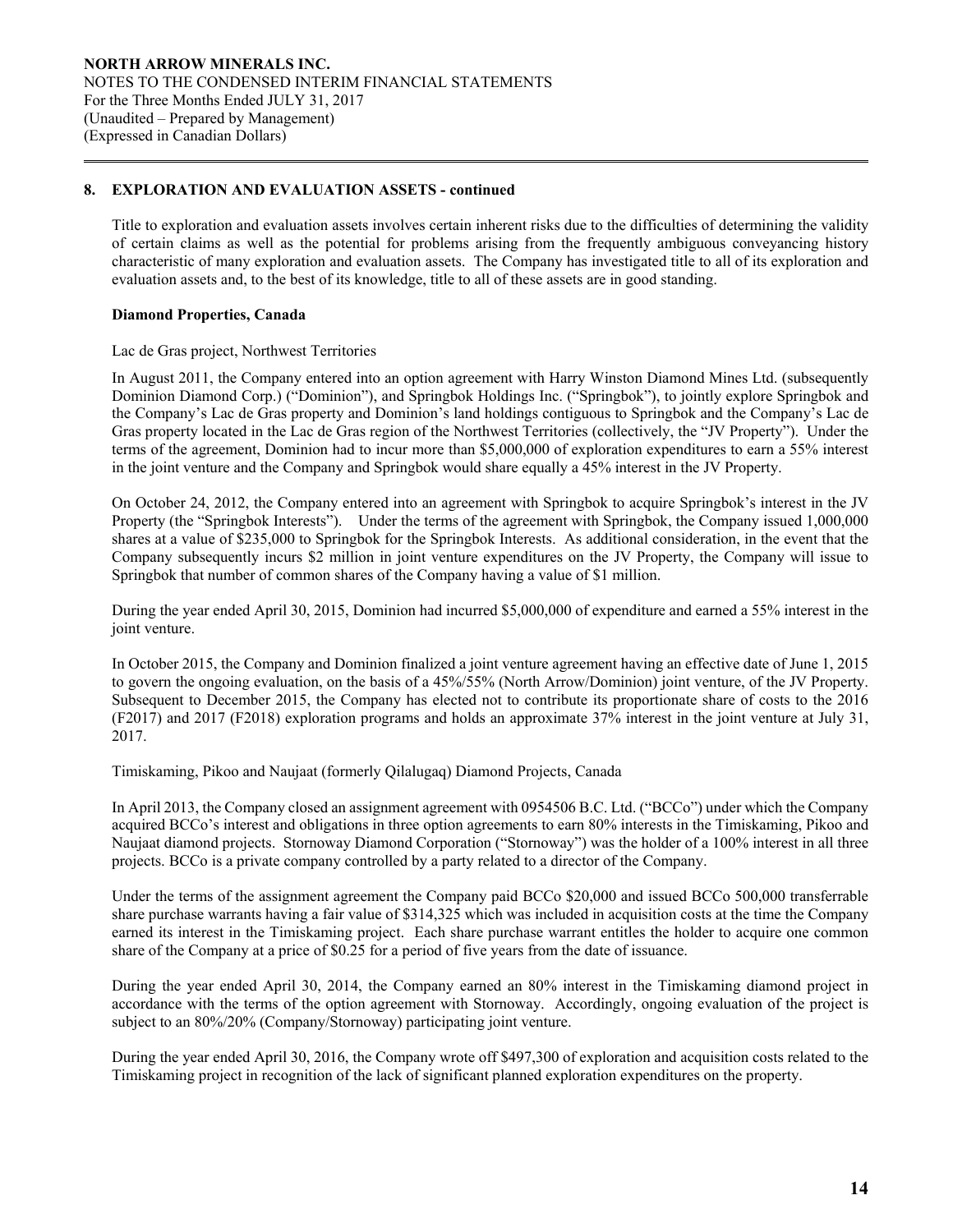## 8. EXPLORATION AND EVALUATION ASSETS - continued

Title to exploration and evaluation assets involves certain inherent risks due to the difficulties of determining the validity of certain claims as well as the potential for problems arising from the frequently ambiguous conveyancing history characteristic of many exploration and evaluation assets. The Company has investigated title to all of its exploration and evaluation assets and, to the best of its knowledge, title to all of these assets are in good standing.

### Diamond Properties, Canada

Lac de Gras project, Northwest Territories

In August 2011, the Company entered into an option agreement with Harry Winston Diamond Mines Ltd. (subsequently Dominion Diamond Corp.) ("Dominion"), and Springbok Holdings Inc. ("Springbok"), to jointly explore Springbok and the Company's Lac de Gras property and Dominion's land holdings contiguous to Springbok and the Company's Lac de Gras property located in the Lac de Gras region of the Northwest Territories (collectively, the "JV Property"). Under the terms of the agreement, Dominion had to incur more than $5,000,000 of exploration expenditures to earn a 55% interest in the joint venture and the Company and Springbok would share equally a 45% interest in the JV Property.

On October 24, 2012, the Company entered into an agreement with Springbok to acquire Springbok's interest in the JV Property (the "Springbok Interests"). Under the terms of the agreement with Springbok, the Company issued 1,000,000 shares at a value of $235,000 to Springbok for the Springbok Interests. As additional consideration, in the event that the Company subsequently incurs $2 million in joint venture expenditures on the JV Property, the Company will issue to Springbok that number of common shares of the Company having a value of $1 million.

During the year ended April 30, 2015, Dominion had incurred $5,000,000 of expenditure and earned a 55% interest in the joint venture.

In October 2015, the Company and Dominion finalized a joint venture agreement having an effective date of June 1, 2015 to govern the ongoing evaluation, on the basis of a 45%/55% (North Arrow/Dominion) joint venture, of the JV Property. Subsequent to December 2015, the Company has elected not to contribute its proportionate share of costs to the 2016 (F2017) and 2017 (F2018) exploration programs and holds an approximate 37% interest in the joint venture at July 31, 2017.

Timiskaming, Pikoo and Naujaat (formerly Qilalugaq) Diamond Projects, Canada

In April 2013, the Company closed an assignment agreement with 0954506 B.C. Ltd. ("BCCo") under which the Company acquired BCCo's interest and obligations in three option agreements to earn 80% interests in the Timiskaming, Pikoo and Naujaat diamond projects. Stornoway Diamond Corporation ("Stornoway") was the holder of a 100% interest in all three projects. BCCo is a private company controlled by a party related to a director of the Company.

Under the terms of the assignment agreement the Company paid BCCo $20,000 and issued BCCo 500,000 transferrable share purchase warrants having a fair value of $314,325 which was included in acquisition costs at the time the Company earned its interest in the Timiskaming project. Each share purchase warrant entitles the holder to acquire one common share of the Company at a price of $0.25 for a period of five years from the date of issuance.

During the year ended April 30, 2014, the Company earned an 80% interest in the Timiskaming diamond project in accordance with the terms of the option agreement with Stornoway. Accordingly, ongoing evaluation of the project is subject to an 80%/20% (Company/Stornoway) participating joint venture.

During the year ended April 30, 2016, the Company wrote off $497,300 of exploration and acquisition costs related to the Timiskaming project in recognition of the lack of significant planned exploration expenditures on the property.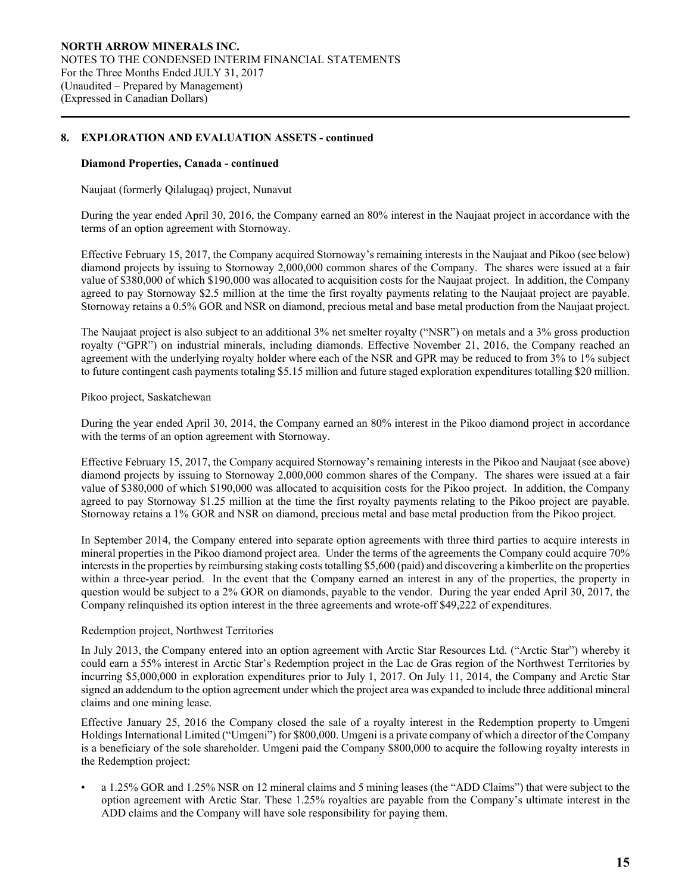## 8. EXPLORATION AND EVALUATION ASSETS - continued

### Diamond Properties, Canada - continued

Naujaat (formerly Qilalugaq) project, Nunavut

During the year ended April 30, 2016, the Company earned an 80% interest in the Naujaat project in accordance with the terms of an option agreement with Stornoway.

Effective February 15, 2017, the Company acquired Stornoway's remaining interests in the Naujaat and Pikoo (see below) diamond projects by issuing to Stornoway 2,000,000 common shares of the Company. The shares were issued at a fair value of $380,000 of which $190,000 was allocated to acquisition costs for the Naujaat project. In addition, the Company agreed to pay Stornoway $2.5 million at the time the first royalty payments relating to the Naujaat project are payable. Stornoway retains a 0.5% GOR and NSR on diamond, precious metal and base metal production from the Naujaat project.

The Naujaat project is also subject to an additional 3% net smelter royalty ("NSR") on metals and a 3% gross production royalty ("GPR") on industrial minerals, including diamonds. Effective November 21, 2016, the Company reached an agreement with the underlying royalty holder where each of the NSR and GPR may be reduced to from 3% to 1% subject to future contingent cash payments totaling $5.15 million and future staged exploration expenditures totalling $20 million.

Pikoo project, Saskatchewan

During the year ended April 30, 2014, the Company earned an 80% interest in the Pikoo diamond project in accordance with the terms of an option agreement with Stornoway.

Effective February 15, 2017, the Company acquired Stornoway's remaining interests in the Pikoo and Naujaat (see above) diamond projects by issuing to Stornoway 2,000,000 common shares of the Company. The shares were issued at a fair value of $380,000 of which $190,000 was allocated to acquisition costs for the Pikoo project. In addition, the Company agreed to pay Stornoway $1.25 million at the time the first royalty payments relating to the Pikoo project are payable. Stornoway retains a 1% GOR and NSR on diamond, precious metal and base metal production from the Pikoo project.

In September 2014, the Company entered into separate option agreements with three third parties to acquire interests in mineral properties in the Pikoo diamond project area. Under the terms of the agreements the Company could acquire 70% interests in the properties by reimbursing staking costs totalling $5,600 (paid) and discovering a kimberlite on the properties within a three-year period. In the event that the Company earned an interest in any of the properties, the property in question would be subject to a 2% GOR on diamonds, payable to the vendor. During the year ended April 30, 2017, the Company relinquished its option interest in the three agreements and wrote-off $49,222 of expenditures.

Redemption project, Northwest Territories

In July 2013, the Company entered into an option agreement with Arctic Star Resources Ltd. ("Arctic Star") whereby it could earn a 55% interest in Arctic Star's Redemption project in the Lac de Gras region of the Northwest Territories by incurring $5,000,000 in exploration expenditures prior to July 1, 2017. On July 11, 2014, the Company and Arctic Star signed an addendum to the option agreement under which the project area was expanded to include three additional mineral claims and one mining lease.

Effective January 25, 2016 the Company closed the sale of a royalty interest in the Redemption property to Umgeni Holdings International Limited ("Umgeni") for $800,000. Umgeni is a private company of which a director of the Company is a beneficiary of the sole shareholder. Umgeni paid the Company $800,000 to acquire the following royalty interests in the Redemption project:

- a 1.25% GOR and 1.25% NSR on 12 mineral claims and 5 mining leases (the "ADD Claims") that were subject to the option agreement with Arctic Star. These 1.25% royalties are payable from the Company's ultimate interest in the ADD claims and the Company will have sole responsibility for paying them.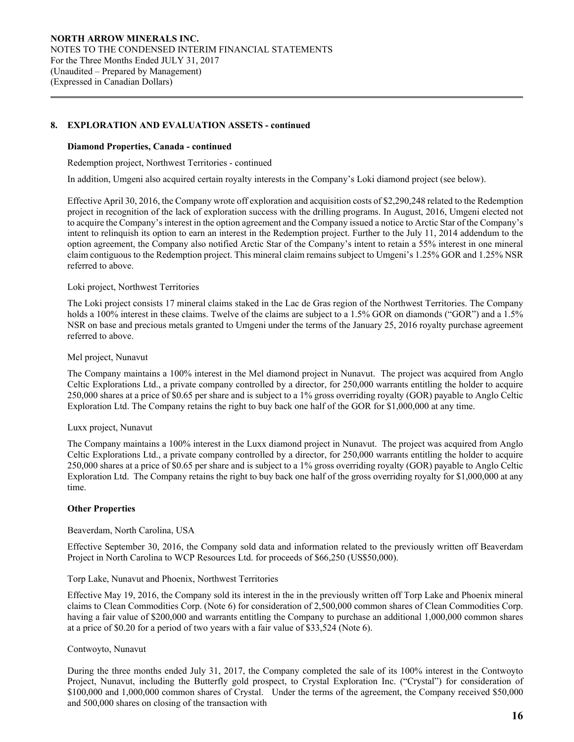## 8. EXPLORATION AND EVALUATION ASSETS - continued

**Diamond Properties, Canada - continued**

Redemption project, Northwest Territories - continued

In addition, Umgeni also acquired certain royalty interests in the Company's Loki diamond project (see below).

Effective April 30, 2016, the Company wrote off exploration and acquisition costs of $2,290,248 related to the Redemption project in recognition of the lack of exploration success with the drilling programs. In August, 2016, Umgeni elected not to acquire the Company's interest in the option agreement and the Company issued a notice to Arctic Star of the Company's intent to relinquish its option to earn an interest in the Redemption project. Further to the July 11, 2014 addendum to the option agreement, the Company also notified Arctic Star of the Company's intent to retain a 55% interest in one mineral claim contiguous to the Redemption project. This mineral claim remains subject to Umgeni's 1.25% GOR and 1.25% NSR referred to above.

Loki project, Northwest Territories

The Loki project consists 17 mineral claims staked in the Lac de Gras region of the Northwest Territories. The Company holds a 100% interest in these claims. Twelve of the claims are subject to a 1.5% GOR on diamonds ("GOR") and a 1.5% NSR on base and precious metals granted to Umgeni under the terms of the January 25, 2016 royalty purchase agreement referred to above.

Mel project, Nunavut

The Company maintains a 100% interest in the Mel diamond project in Nunavut. The project was acquired from Anglo Celtic Explorations Ltd., a private company controlled by a director, for 250,000 warrants entitling the holder to acquire 250,000 shares at a price of $0.65 per share and is subject to a 1% gross overriding royalty (GOR) payable to Anglo Celtic Exploration Ltd. The Company retains the right to buy back one half of the GOR for $1,000,000 at any time.

Luxx project, Nunavut

The Company maintains a 100% interest in the Luxx diamond project in Nunavut. The project was acquired from Anglo Celtic Explorations Ltd., a private company controlled by a director, for 250,000 warrants entitling the holder to acquire 250,000 shares at a price of $0.65 per share and is subject to a 1% gross overriding royalty (GOR) payable to Anglo Celtic Exploration Ltd. The Company retains the right to buy back one half of the gross overriding royalty for $1,000,000 at any time.

**Other Properties**

Beaverdam, North Carolina, USA

Effective September 30, 2016, the Company sold data and information related to the previously written off Beaverdam Project in North Carolina to WCP Resources Ltd. for proceeds of $66,250 (US$50,000).

Torp Lake, Nunavut and Phoenix, Northwest Territories

Effective May 19, 2016, the Company sold its interest in the in the previously written off Torp Lake and Phoenix mineral claims to Clean Commodities Corp. (Note 6) for consideration of 2,500,000 common shares of Clean Commodities Corp. having a fair value of $200,000 and warrants entitling the Company to purchase an additional 1,000,000 common shares at a price of $0.20 for a period of two years with a fair value of $33,524 (Note 6).

Contwoyto, Nunavut

During the three months ended July 31, 2017, the Company completed the sale of its 100% interest in the Contwoyto Project, Nunavut, including the Butterfly gold prospect, to Crystal Exploration Inc. ("Crystal") for consideration of $100,000 and 1,000,000 common shares of Crystal. Under the terms of the agreement, the Company received $50,000 and 500,000 shares on closing of the transaction with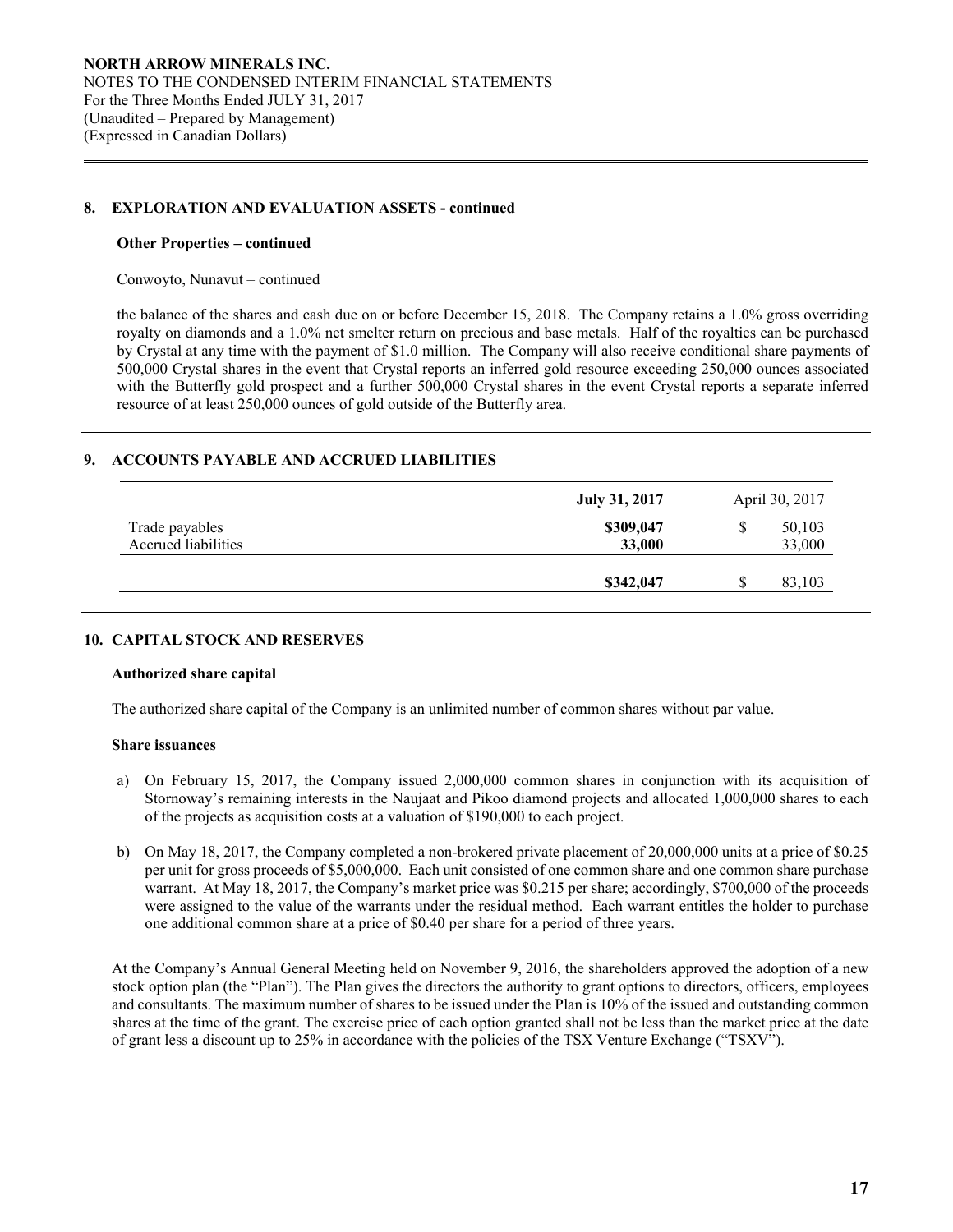## 8. EXPLORATION AND EVALUATION ASSETS - continued

### Other Properties – continued

Conwoyto, Nunavut – continued

the balance of the shares and cash due on or before December 15, 2018. The Company retains a 1.0% gross overriding royalty on diamonds and a 1.0% net smelter return on precious and base metals. Half of the royalties can be purchased by Crystal at any time with the payment of $1.0 million. The Company will also receive conditional share payments of 500,000 Crystal shares in the event that Crystal reports an inferred gold resource exceeding 250,000 ounces associated with the Butterfly gold prospect and a further 500,000 Crystal shares in the event Crystal reports a separate inferred resource of at least 250,000 ounces of gold outside of the Butterfly area.

## 9. ACCOUNTS PAYABLE AND ACCRUED LIABILITIES

| | **July 31, 2017** | April 30, 2017 |
|---|---|---|
| Trade payables | **$309,047** | $ 50,103 |
| Accrued liabilities | **33,000** | 33,000 |
| | **$342,047** | $ 83,103 |

## 10. CAPITAL STOCK AND RESERVES

### Authorized share capital

The authorized share capital of the Company is an unlimited number of common shares without par value.

### Share issuances

a) On February 15, 2017, the Company issued 2,000,000 common shares in conjunction with its acquisition of Stornoway's remaining interests in the Naujaat and Pikoo diamond projects and allocated 1,000,000 shares to each of the projects as acquisition costs at a valuation of $190,000 to each project.

b) On May 18, 2017, the Company completed a non-brokered private placement of 20,000,000 units at a price of $0.25 per unit for gross proceeds of $5,000,000. Each unit consisted of one common share and one common share purchase warrant. At May 18, 2017, the Company's market price was $0.215 per share; accordingly, $700,000 of the proceeds were assigned to the value of the warrants under the residual method. Each warrant entitles the holder to purchase one additional common share at a price of $0.40 per share for a period of three years.

At the Company's Annual General Meeting held on November 9, 2016, the shareholders approved the adoption of a new stock option plan (the "Plan"). The Plan gives the directors the authority to grant options to directors, officers, employees and consultants. The maximum number of shares to be issued under the Plan is 10% of the issued and outstanding common shares at the time of the grant. The exercise price of each option granted shall not be less than the market price at the date of grant less a discount up to 25% in accordance with the policies of the TSX Venture Exchange ("TSXV").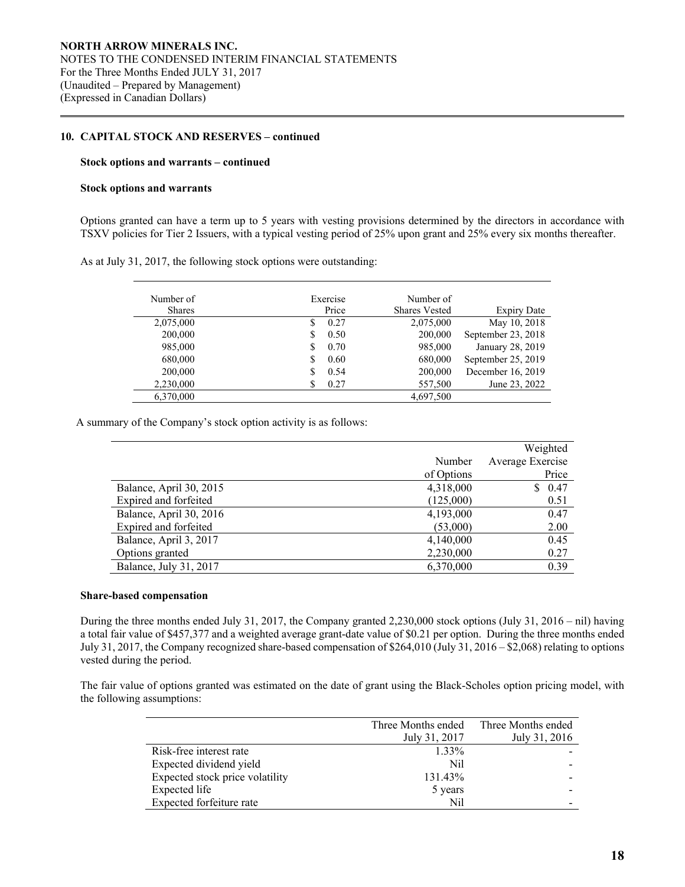## 10. CAPITAL STOCK AND RESERVES – continued

**Stock options and warrants – continued**

**Stock options and warrants**

Options granted can have a term up to 5 years with vesting provisions determined by the directors in accordance with TSXV policies for Tier 2 Issuers, with a typical vesting period of 25% upon grant and 25% every six months thereafter.

As at July 31, 2017, the following stock options were outstanding:

| Number of Shares | Exercise Price | Number of Shares Vested | Expiry Date |
|---|---|---|---|
| 2,075,000 | $ 0.27 | 2,075,000 | May 10, 2018 |
| 200,000 | $ 0.50 | 200,000 | September 23, 2018 |
| 985,000 | $ 0.70 | 985,000 | January 28, 2019 |
| 680,000 | $ 0.60 | 680,000 | September 25, 2019 |
| 200,000 | $ 0.54 | 200,000 | December 16, 2019 |
| 2,230,000 | $ 0.27 | 557,500 | June 23, 2022 |
| 6,370,000 | | 4,697,500 | |

A summary of the Company's stock option activity is as follows:

| | Number of Options | Weighted Average Exercise Price |
|---|---|---|
| Balance, April 30, 2015 | 4,318,000 | $ 0.47 |
| Expired and forfeited | (125,000) | 0.51 |
| Balance, April 30, 2016 | 4,193,000 | 0.47 |
| Expired and forfeited | (53,000) | 2.00 |
| Balance, April 3, 2017 | 4,140,000 | 0.45 |
| Options granted | 2,230,000 | 0.27 |
| Balance, July 31, 2017 | 6,370,000 | 0.39 |

**Share-based compensation**

During the three months ended July 31, 2017, the Company granted 2,230,000 stock options (July 31, 2016 – nil) having a total fair value of $457,377 and a weighted average grant-date value of $0.21 per option. During the three months ended July 31, 2017, the Company recognized share-based compensation of $264,010 (July 31, 2016 – $2,068) relating to options vested during the period.

The fair value of options granted was estimated on the date of grant using the Black-Scholes option pricing model, with the following assumptions:

| | Three Months ended July 31, 2017 | Three Months ended July 31, 2016 |
|---|---|---|
| Risk-free interest rate | 1.33% | - |
| Expected dividend yield | Nil | - |
| Expected stock price volatility | 131.43% | - |
| Expected life | 5 years | - |
| Expected forfeiture rate | Nil | - |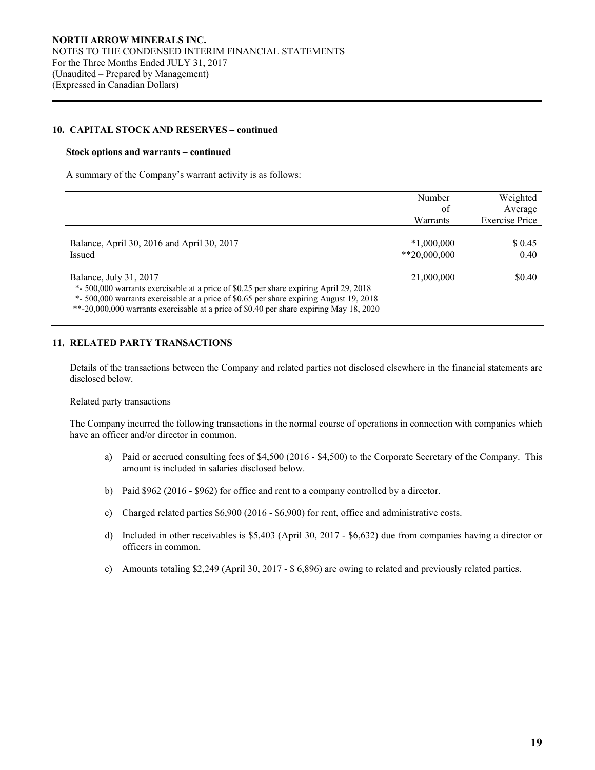## 10. CAPITAL STOCK AND RESERVES – continued

**Stock options and warrants – continued**

A summary of the Company's warrant activity is as follows:

| | Number of Warrants | Weighted Average Exercise Price |
|---|---|---|
| Balance, April 30, 2016 and April 30, 2017 | *1,000,000 | $ 0.45 |
| Issued | **20,000,000 | 0.40 |
| Balance, July 31, 2017 | 21,000,000 | $0.40 |

*- 500,000 warrants exercisable at a price of $0.25 per share expiring April 29, 2018
*- 500,000 warrants exercisable at a price of $0.65 per share expiring August 19, 2018
**-20,000,000 warrants exercisable at a price of $0.40 per share expiring May 18, 2020

## 11. RELATED PARTY TRANSACTIONS

Details of the transactions between the Company and related parties not disclosed elsewhere in the financial statements are disclosed below.

Related party transactions

The Company incurred the following transactions in the normal course of operations in connection with companies which have an officer and/or director in common.

a) Paid or accrued consulting fees of $4,500 (2016 - $4,500) to the Corporate Secretary of the Company. This amount is included in salaries disclosed below.

b) Paid $962 (2016 - $962) for office and rent to a company controlled by a director.

c) Charged related parties $6,900 (2016 - $6,900) for rent, office and administrative costs.

d) Included in other receivables is $5,403 (April 30, 2017 - $6,632) due from companies having a director or officers in common.

e) Amounts totaling $2,249 (April 30, 2017 - $ 6,896) are owing to related and previously related parties.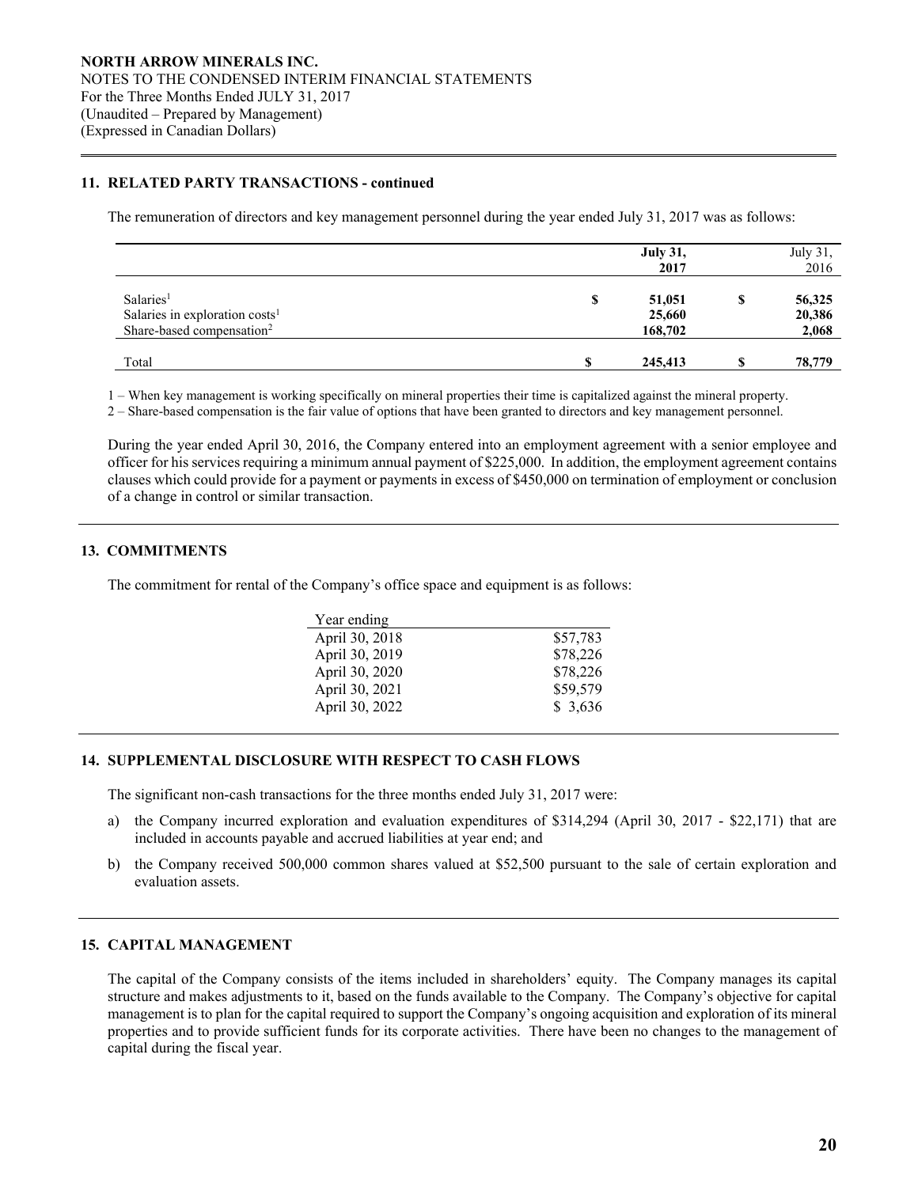## 11. RELATED PARTY TRANSACTIONS - continued

The remuneration of directors and key management personnel during the year ended July 31, 2017 was as follows:

| | | **July 31, 2017** | | July 31, 2016 |
|---|---|---|---|---|
| Salaries[1] | **$** | **51,051** | **$** | **56,325** |
| Salaries in exploration costs[1] | | **25,660** | | **20,386** |
| Share-based compensation[2] | | **168,702** | | **2,068** |
| Total | **$** | **245,413** | **$** | **78,779** |

1 – When key management is working specifically on mineral properties their time is capitalized against the mineral property.

2 – Share-based compensation is the fair value of options that have been granted to directors and key management personnel.

During the year ended April 30, 2016, the Company entered into an employment agreement with a senior employee and officer for his services requiring a minimum annual payment of $225,000. In addition, the employment agreement contains clauses which could provide for a payment or payments in excess of $450,000 on termination of employment or conclusion of a change in control or similar transaction.

## 13. COMMITMENTS

The commitment for rental of the Company's office space and equipment is as follows:

| Year ending | |
|---|---|
| April 30, 2018 | $57,783 |
| April 30, 2019 | $78,226 |
| April 30, 2020 | $78,226 |
| April 30, 2021 | $59,579 |
| April 30, 2022 | $ 3,636 |

## 14. SUPPLEMENTAL DISCLOSURE WITH RESPECT TO CASH FLOWS

The significant non-cash transactions for the three months ended July 31, 2017 were:

a) the Company incurred exploration and evaluation expenditures of $314,294 (April 30, 2017 - $22,171) that are included in accounts payable and accrued liabilities at year end; and

b) the Company received 500,000 common shares valued at $52,500 pursuant to the sale of certain exploration and evaluation assets.

## 15. CAPITAL MANAGEMENT

The capital of the Company consists of the items included in shareholders' equity. The Company manages its capital structure and makes adjustments to it, based on the funds available to the Company. The Company's objective for capital management is to plan for the capital required to support the Company's ongoing acquisition and exploration of its mineral properties and to provide sufficient funds for its corporate activities. There have been no changes to the management of capital during the fiscal year.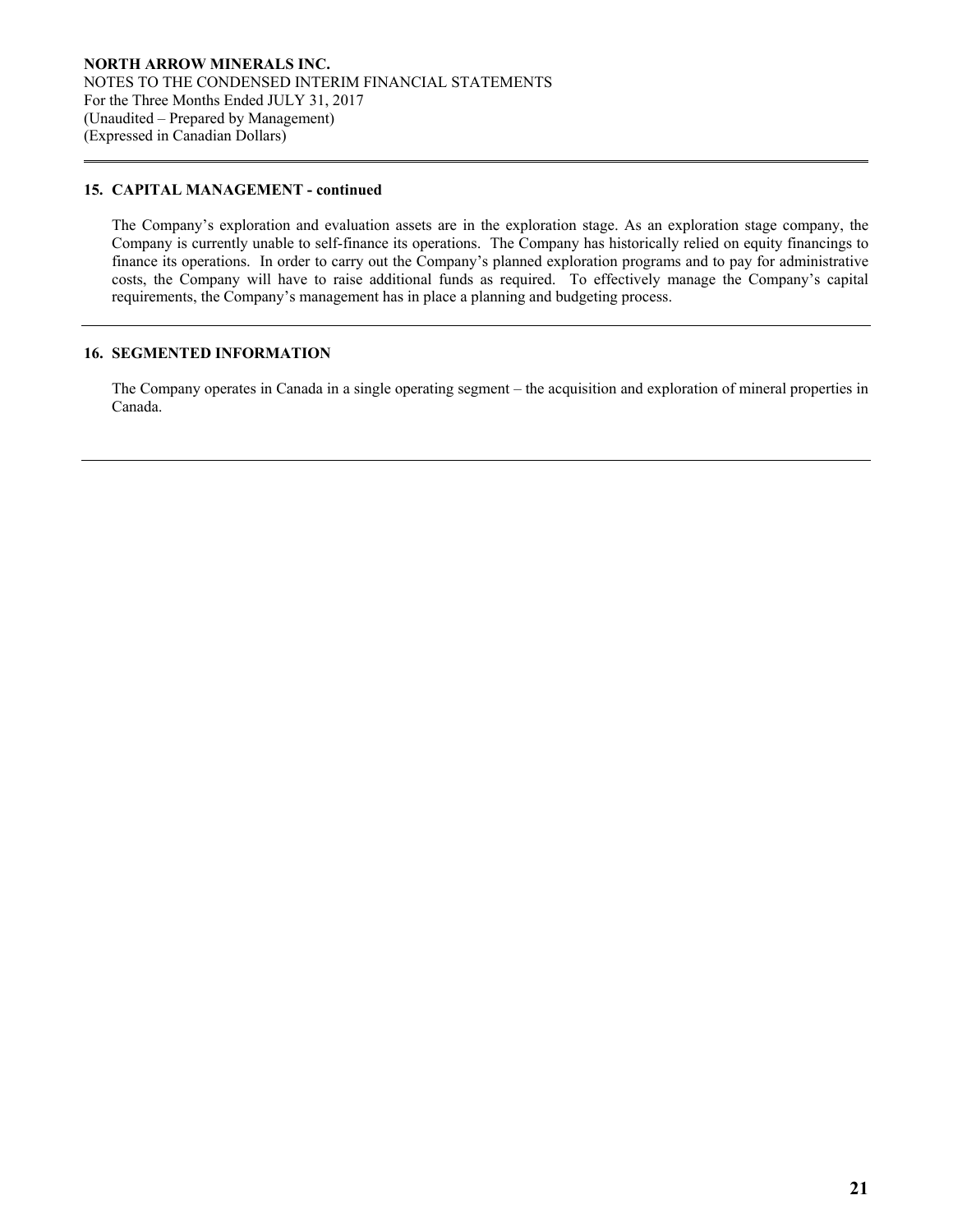## 15. CAPITAL MANAGEMENT - continued

The Company's exploration and evaluation assets are in the exploration stage. As an exploration stage company, the Company is currently unable to self-finance its operations. The Company has historically relied on equity financings to finance its operations. In order to carry out the Company's planned exploration programs and to pay for administrative costs, the Company will have to raise additional funds as required. To effectively manage the Company's capital requirements, the Company's management has in place a planning and budgeting process.

## 16. SEGMENTED INFORMATION

The Company operates in Canada in a single operating segment – the acquisition and exploration of mineral properties in Canada.